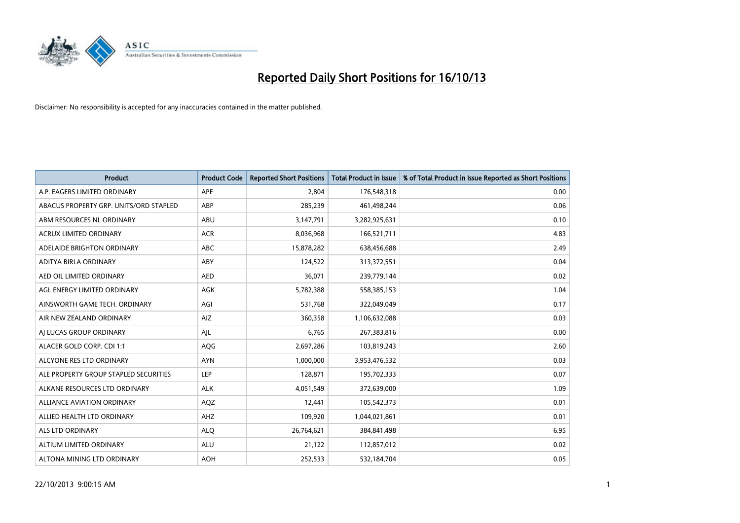# Reported Daily Short Positions for 16/10/13

Disclaimer: No responsibility is accepted for any inaccuracies contained in the matter published.

| Product | Product Code | Reported Short Positions | Total Product in Issue | % of Total Product in Issue Reported as Short Positions |
|---|---|---|---|---|
| A.P. EAGERS LIMITED ORDINARY | APE | 2,804 | 176,548,318 | 0.00 |
| ABACUS PROPERTY GRP. UNITS/ORD STAPLED | ABP | 285,239 | 461,498,244 | 0.06 |
| ABM RESOURCES NL ORDINARY | ABU | 3,147,791 | 3,282,925,631 | 0.10 |
| ACRUX LIMITED ORDINARY | ACR | 8,036,968 | 166,521,711 | 4.83 |
| ADELAIDE BRIGHTON ORDINARY | ABC | 15,878,282 | 638,456,688 | 2.49 |
| ADITYA BIRLA ORDINARY | ABY | 124,522 | 313,372,551 | 0.04 |
| AED OIL LIMITED ORDINARY | AED | 36,071 | 239,779,144 | 0.02 |
| AGL ENERGY LIMITED ORDINARY | AGK | 5,782,388 | 558,385,153 | 1.04 |
| AINSWORTH GAME TECH. ORDINARY | AGI | 531,768 | 322,049,049 | 0.17 |
| AIR NEW ZEALAND ORDINARY | AIZ | 360,358 | 1,106,632,088 | 0.03 |
| AJ LUCAS GROUP ORDINARY | AJL | 6,765 | 267,383,816 | 0.00 |
| ALACER GOLD CORP. CDI 1:1 | AQG | 2,697,286 | 103,819,243 | 2.60 |
| ALCYONE RES LTD ORDINARY | AYN | 1,000,000 | 3,953,476,532 | 0.03 |
| ALE PROPERTY GROUP STAPLED SECURITIES | LEP | 128,871 | 195,702,333 | 0.07 |
| ALKANE RESOURCES LTD ORDINARY | ALK | 4,051,549 | 372,639,000 | 1.09 |
| ALLIANCE AVIATION ORDINARY | AQZ | 12,441 | 105,542,373 | 0.01 |
| ALLIED HEALTH LTD ORDINARY | AHZ | 109,920 | 1,044,021,861 | 0.01 |
| ALS LTD ORDINARY | ALQ | 26,764,621 | 384,841,498 | 6.95 |
| ALTIUM LIMITED ORDINARY | ALU | 21,122 | 112,857,012 | 0.02 |
| ALTONA MINING LTD ORDINARY | AOH | 252,533 | 532,184,704 | 0.05 |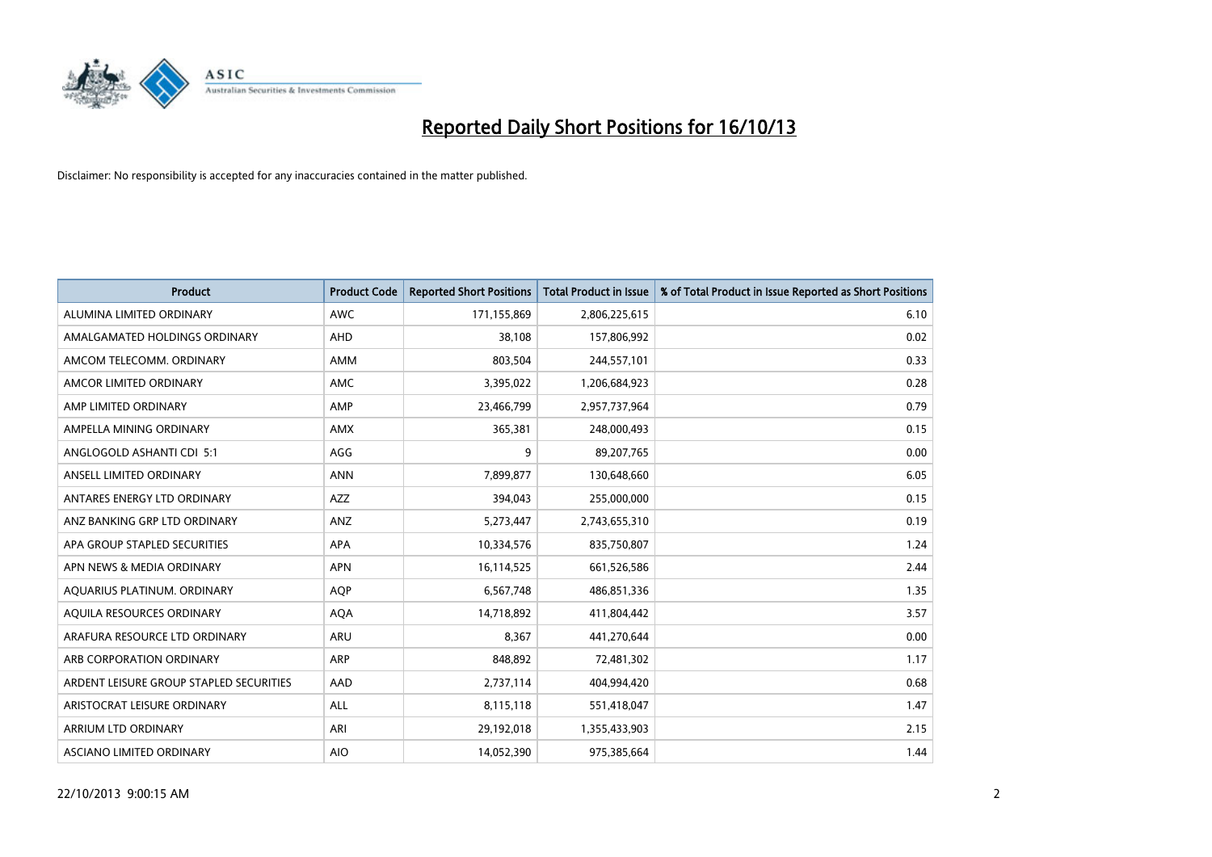# Reported Daily Short Positions for 16/10/13

Disclaimer: No responsibility is accepted for any inaccuracies contained in the matter published.

| Product | Product Code | Reported Short Positions | Total Product in Issue | % of Total Product in Issue Reported as Short Positions |
|---|---|---|---|---|
| ALUMINA LIMITED ORDINARY | AWC | 171,155,869 | 2,806,225,615 | 6.10 |
| AMALGAMATED HOLDINGS ORDINARY | AHD | 38,108 | 157,806,992 | 0.02 |
| AMCOM TELECOMM. ORDINARY | AMM | 803,504 | 244,557,101 | 0.33 |
| AMCOR LIMITED ORDINARY | AMC | 3,395,022 | 1,206,684,923 | 0.28 |
| AMP LIMITED ORDINARY | AMP | 23,466,799 | 2,957,737,964 | 0.79 |
| AMPELLA MINING ORDINARY | AMX | 365,381 | 248,000,493 | 0.15 |
| ANGLOGOLD ASHANTI CDI 5:1 | AGG | 9 | 89,207,765 | 0.00 |
| ANSELL LIMITED ORDINARY | ANN | 7,899,877 | 130,648,660 | 6.05 |
| ANTARES ENERGY LTD ORDINARY | AZZ | 394,043 | 255,000,000 | 0.15 |
| ANZ BANKING GRP LTD ORDINARY | ANZ | 5,273,447 | 2,743,655,310 | 0.19 |
| APA GROUP STAPLED SECURITIES | APA | 10,334,576 | 835,750,807 | 1.24 |
| APN NEWS & MEDIA ORDINARY | APN | 16,114,525 | 661,526,586 | 2.44 |
| AQUARIUS PLATINUM. ORDINARY | AQP | 6,567,748 | 486,851,336 | 1.35 |
| AQUILA RESOURCES ORDINARY | AQA | 14,718,892 | 411,804,442 | 3.57 |
| ARAFURA RESOURCE LTD ORDINARY | ARU | 8,367 | 441,270,644 | 0.00 |
| ARB CORPORATION ORDINARY | ARP | 848,892 | 72,481,302 | 1.17 |
| ARDENT LEISURE GROUP STAPLED SECURITIES | AAD | 2,737,114 | 404,994,420 | 0.68 |
| ARISTOCRAT LEISURE ORDINARY | ALL | 8,115,118 | 551,418,047 | 1.47 |
| ARRIUM LTD ORDINARY | ARI | 29,192,018 | 1,355,433,903 | 2.15 |
| ASCIANO LIMITED ORDINARY | AIO | 14,052,390 | 975,385,664 | 1.44 |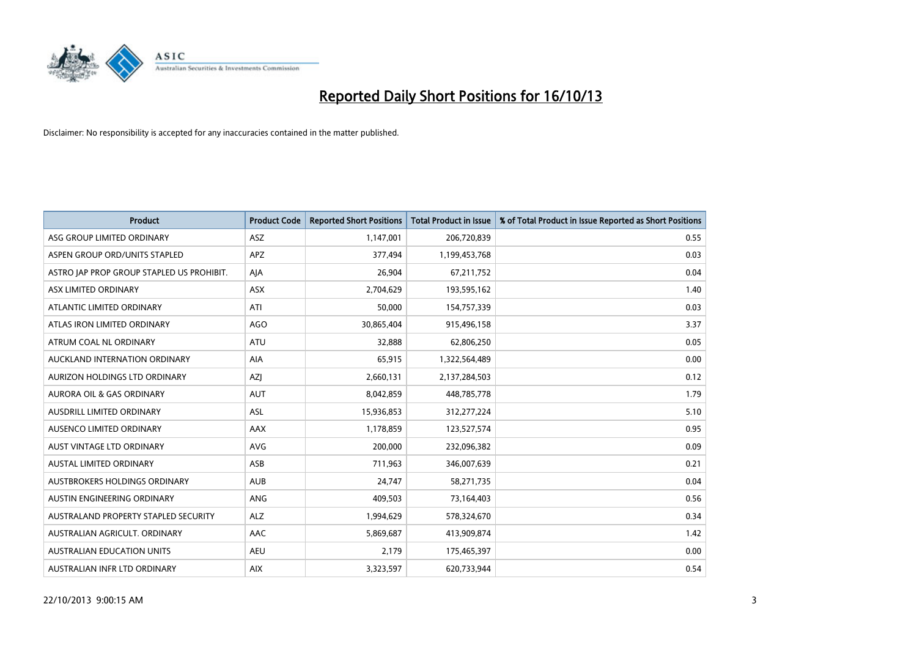# Reported Daily Short Positions for 16/10/13

Disclaimer: No responsibility is accepted for any inaccuracies contained in the matter published.

| Product | Product Code | Reported Short Positions | Total Product in Issue | % of Total Product in Issue Reported as Short Positions |
|---|---|---|---|---|
| ASG GROUP LIMITED ORDINARY | ASZ | 1,147,001 | 206,720,839 | 0.55 |
| ASPEN GROUP ORD/UNITS STAPLED | APZ | 377,494 | 1,199,453,768 | 0.03 |
| ASTRO JAP PROP GROUP STAPLED US PROHIBIT. | AJA | 26,904 | 67,211,752 | 0.04 |
| ASX LIMITED ORDINARY | ASX | 2,704,629 | 193,595,162 | 1.40 |
| ATLANTIC LIMITED ORDINARY | ATI | 50,000 | 154,757,339 | 0.03 |
| ATLAS IRON LIMITED ORDINARY | AGO | 30,865,404 | 915,496,158 | 3.37 |
| ATRUM COAL NL ORDINARY | ATU | 32,888 | 62,806,250 | 0.05 |
| AUCKLAND INTERNATION ORDINARY | AIA | 65,915 | 1,322,564,489 | 0.00 |
| AURIZON HOLDINGS LTD ORDINARY | AZJ | 2,660,131 | 2,137,284,503 | 0.12 |
| AURORA OIL & GAS ORDINARY | AUT | 8,042,859 | 448,785,778 | 1.79 |
| AUSDRILL LIMITED ORDINARY | ASL | 15,936,853 | 312,277,224 | 5.10 |
| AUSENCO LIMITED ORDINARY | AAX | 1,178,859 | 123,527,574 | 0.95 |
| AUST VINTAGE LTD ORDINARY | AVG | 200,000 | 232,096,382 | 0.09 |
| AUSTAL LIMITED ORDINARY | ASB | 711,963 | 346,007,639 | 0.21 |
| AUSTBROKERS HOLDINGS ORDINARY | AUB | 24,747 | 58,271,735 | 0.04 |
| AUSTIN ENGINEERING ORDINARY | ANG | 409,503 | 73,164,403 | 0.56 |
| AUSTRALAND PROPERTY STAPLED SECURITY | ALZ | 1,994,629 | 578,324,670 | 0.34 |
| AUSTRALIAN AGRICULT. ORDINARY | AAC | 5,869,687 | 413,909,874 | 1.42 |
| AUSTRALIAN EDUCATION UNITS | AEU | 2,179 | 175,465,397 | 0.00 |
| AUSTRALIAN INFR LTD ORDINARY | AIX | 3,323,597 | 620,733,944 | 0.54 |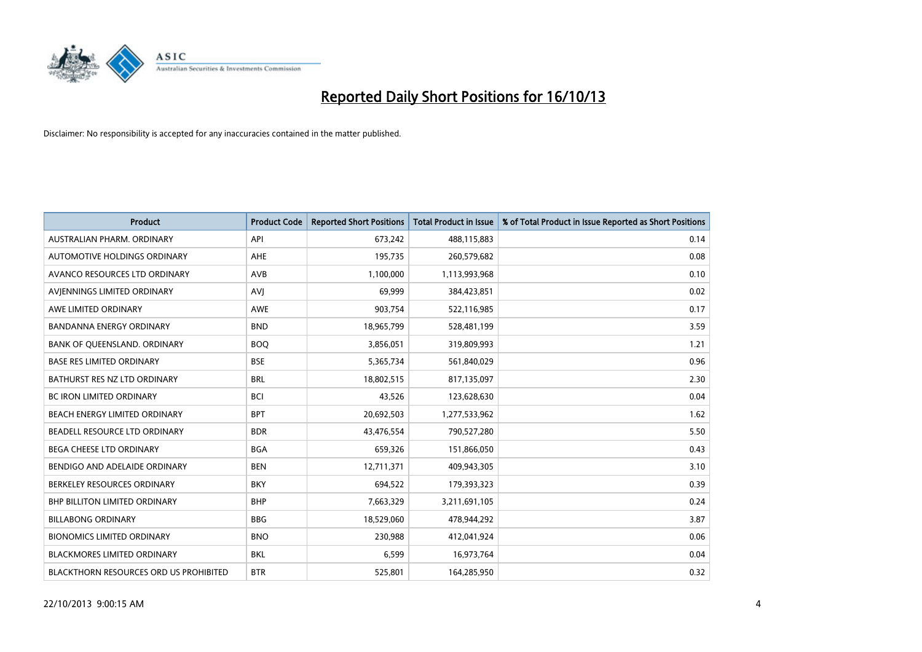# Reported Daily Short Positions for 16/10/13

Disclaimer: No responsibility is accepted for any inaccuracies contained in the matter published.

| Product | Product Code | Reported Short Positions | Total Product in Issue | % of Total Product in Issue Reported as Short Positions |
|---|---|---|---|---|
| AUSTRALIAN PHARM. ORDINARY | API | 673,242 | 488,115,883 | 0.14 |
| AUTOMOTIVE HOLDINGS ORDINARY | AHE | 195,735 | 260,579,682 | 0.08 |
| AVANCO RESOURCES LTD ORDINARY | AVB | 1,100,000 | 1,113,993,968 | 0.10 |
| AVJENNINGS LIMITED ORDINARY | AVJ | 69,999 | 384,423,851 | 0.02 |
| AWE LIMITED ORDINARY | AWE | 903,754 | 522,116,985 | 0.17 |
| BANDANNA ENERGY ORDINARY | BND | 18,965,799 | 528,481,199 | 3.59 |
| BANK OF QUEENSLAND. ORDINARY | BOQ | 3,856,051 | 319,809,993 | 1.21 |
| BASE RES LIMITED ORDINARY | BSE | 5,365,734 | 561,840,029 | 0.96 |
| BATHURST RES NZ LTD ORDINARY | BRL | 18,802,515 | 817,135,097 | 2.30 |
| BC IRON LIMITED ORDINARY | BCI | 43,526 | 123,628,630 | 0.04 |
| BEACH ENERGY LIMITED ORDINARY | BPT | 20,692,503 | 1,277,533,962 | 1.62 |
| BEADELL RESOURCE LTD ORDINARY | BDR | 43,476,554 | 790,527,280 | 5.50 |
| BEGA CHEESE LTD ORDINARY | BGA | 659,326 | 151,866,050 | 0.43 |
| BENDIGO AND ADELAIDE ORDINARY | BEN | 12,711,371 | 409,943,305 | 3.10 |
| BERKELEY RESOURCES ORDINARY | BKY | 694,522 | 179,393,323 | 0.39 |
| BHP BILLITON LIMITED ORDINARY | BHP | 7,663,329 | 3,211,691,105 | 0.24 |
| BILLABONG ORDINARY | BBG | 18,529,060 | 478,944,292 | 3.87 |
| BIONOMICS LIMITED ORDINARY | BNO | 230,988 | 412,041,924 | 0.06 |
| BLACKMORES LIMITED ORDINARY | BKL | 6,599 | 16,973,764 | 0.04 |
| BLACKTHORN RESOURCES ORD US PROHIBITED | BTR | 525,801 | 164,285,950 | 0.32 |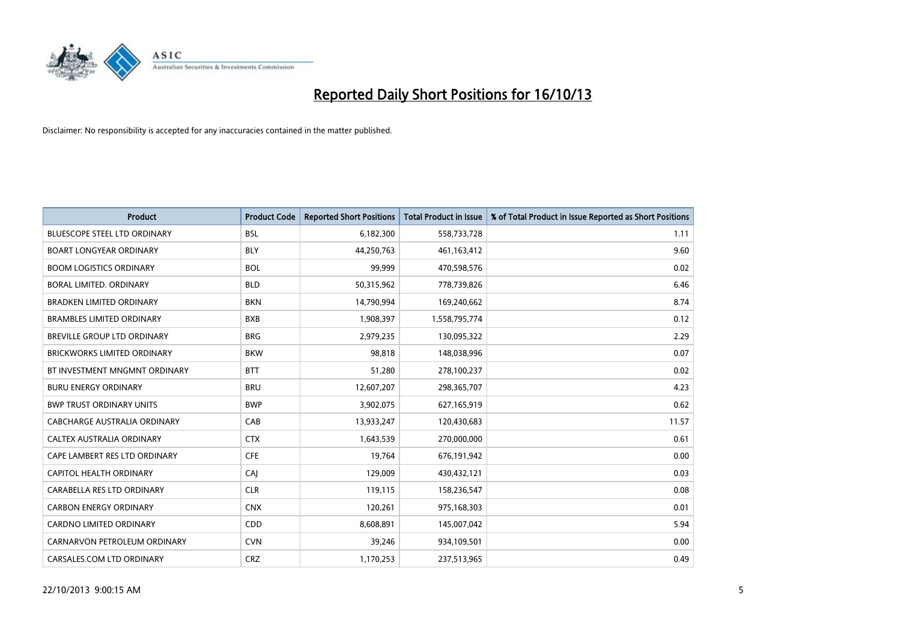# Reported Daily Short Positions for 16/10/13

Disclaimer: No responsibility is accepted for any inaccuracies contained in the matter published.

| Product | Product Code | Reported Short Positions | Total Product in Issue | % of Total Product in Issue Reported as Short Positions |
|---|---|---|---|---|
| BLUESCOPE STEEL LTD ORDINARY | BSL | 6,182,300 | 558,733,728 | 1.11 |
| BOART LONGYEAR ORDINARY | BLY | 44,250,763 | 461,163,412 | 9.60 |
| BOOM LOGISTICS ORDINARY | BOL | 99,999 | 470,598,576 | 0.02 |
| BORAL LIMITED. ORDINARY | BLD | 50,315,962 | 778,739,826 | 6.46 |
| BRADKEN LIMITED ORDINARY | BKN | 14,790,994 | 169,240,662 | 8.74 |
| BRAMBLES LIMITED ORDINARY | BXB | 1,908,397 | 1,558,795,774 | 0.12 |
| BREVILLE GROUP LTD ORDINARY | BRG | 2,979,235 | 130,095,322 | 2.29 |
| BRICKWORKS LIMITED ORDINARY | BKW | 98,818 | 148,038,996 | 0.07 |
| BT INVESTMENT MNGMNT ORDINARY | BTT | 51,280 | 278,100,237 | 0.02 |
| BURU ENERGY ORDINARY | BRU | 12,607,207 | 298,365,707 | 4.23 |
| BWP TRUST ORDINARY UNITS | BWP | 3,902,075 | 627,165,919 | 0.62 |
| CABCHARGE AUSTRALIA ORDINARY | CAB | 13,933,247 | 120,430,683 | 11.57 |
| CALTEX AUSTRALIA ORDINARY | CTX | 1,643,539 | 270,000,000 | 0.61 |
| CAPE LAMBERT RES LTD ORDINARY | CFE | 19,764 | 676,191,942 | 0.00 |
| CAPITOL HEALTH ORDINARY | CAJ | 129,009 | 430,432,121 | 0.03 |
| CARABELLA RES LTD ORDINARY | CLR | 119,115 | 158,236,547 | 0.08 |
| CARBON ENERGY ORDINARY | CNX | 120,261 | 975,168,303 | 0.01 |
| CARDNO LIMITED ORDINARY | CDD | 8,608,891 | 145,007,042 | 5.94 |
| CARNARVON PETROLEUM ORDINARY | CVN | 39,246 | 934,109,501 | 0.00 |
| CARSALES.COM LTD ORDINARY | CRZ | 1,170,253 | 237,513,965 | 0.49 |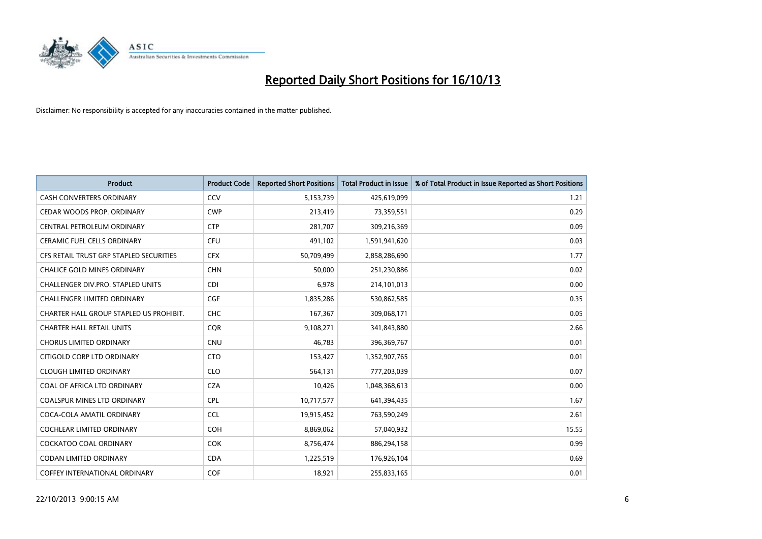# Reported Daily Short Positions for 16/10/13

Disclaimer: No responsibility is accepted for any inaccuracies contained in the matter published.

| Product | Product Code | Reported Short Positions | Total Product in Issue | % of Total Product in Issue Reported as Short Positions |
|---|---|---|---|---|
| CASH CONVERTERS ORDINARY | CCV | 5,153,739 | 425,619,099 | 1.21 |
| CEDAR WOODS PROP. ORDINARY | CWP | 213,419 | 73,359,551 | 0.29 |
| CENTRAL PETROLEUM ORDINARY | CTP | 281,707 | 309,216,369 | 0.09 |
| CERAMIC FUEL CELLS ORDINARY | CFU | 491,102 | 1,591,941,620 | 0.03 |
| CFS RETAIL TRUST GRP STAPLED SECURITIES | CFX | 50,709,499 | 2,858,286,690 | 1.77 |
| CHALICE GOLD MINES ORDINARY | CHN | 50,000 | 251,230,886 | 0.02 |
| CHALLENGER DIV.PRO. STAPLED UNITS | CDI | 6,978 | 214,101,013 | 0.00 |
| CHALLENGER LIMITED ORDINARY | CGF | 1,835,286 | 530,862,585 | 0.35 |
| CHARTER HALL GROUP STAPLED US PROHIBIT. | CHC | 167,367 | 309,068,171 | 0.05 |
| CHARTER HALL RETAIL UNITS | CQR | 9,108,271 | 341,843,880 | 2.66 |
| CHORUS LIMITED ORDINARY | CNU | 46,783 | 396,369,767 | 0.01 |
| CITIGOLD CORP LTD ORDINARY | CTO | 153,427 | 1,352,907,765 | 0.01 |
| CLOUGH LIMITED ORDINARY | CLO | 564,131 | 777,203,039 | 0.07 |
| COAL OF AFRICA LTD ORDINARY | CZA | 10,426 | 1,048,368,613 | 0.00 |
| COALSPUR MINES LTD ORDINARY | CPL | 10,717,577 | 641,394,435 | 1.67 |
| COCA-COLA AMATIL ORDINARY | CCL | 19,915,452 | 763,590,249 | 2.61 |
| COCHLEAR LIMITED ORDINARY | COH | 8,869,062 | 57,040,932 | 15.55 |
| COCKATOO COAL ORDINARY | COK | 8,756,474 | 886,294,158 | 0.99 |
| CODAN LIMITED ORDINARY | CDA | 1,225,519 | 176,926,104 | 0.69 |
| COFFEY INTERNATIONAL ORDINARY | COF | 18,921 | 255,833,165 | 0.01 |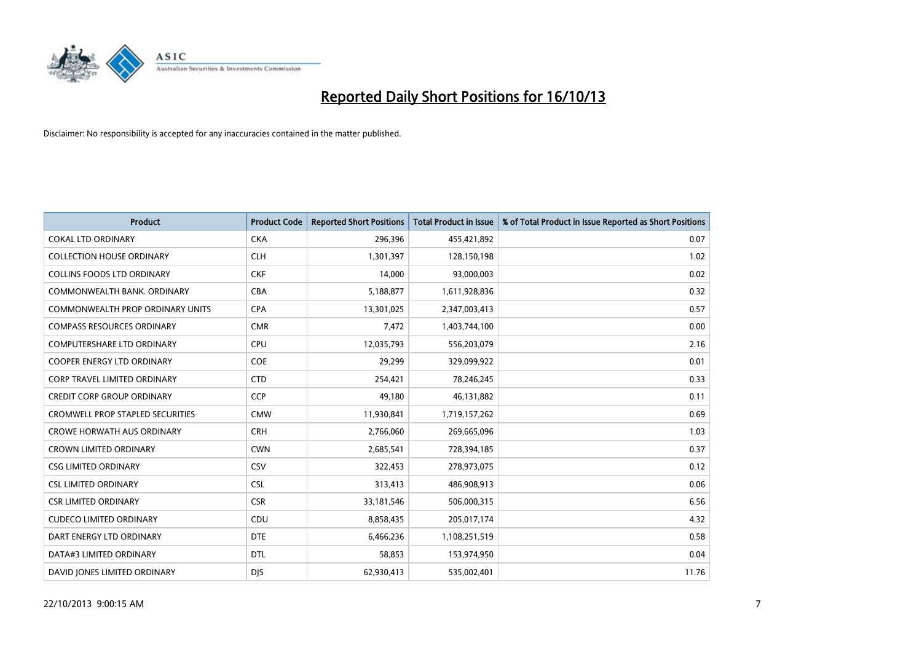# Reported Daily Short Positions for 16/10/13

Disclaimer: No responsibility is accepted for any inaccuracies contained in the matter published.

| Product | Product Code | Reported Short Positions | Total Product in Issue | % of Total Product in Issue Reported as Short Positions |
|---|---|---|---|---|
| COKAL LTD ORDINARY | CKA | 296,396 | 455,421,892 | 0.07 |
| COLLECTION HOUSE ORDINARY | CLH | 1,301,397 | 128,150,198 | 1.02 |
| COLLINS FOODS LTD ORDINARY | CKF | 14,000 | 93,000,003 | 0.02 |
| COMMONWEALTH BANK. ORDINARY | CBA | 5,188,877 | 1,611,928,836 | 0.32 |
| COMMONWEALTH PROP ORDINARY UNITS | CPA | 13,301,025 | 2,347,003,413 | 0.57 |
| COMPASS RESOURCES ORDINARY | CMR | 7,472 | 1,403,744,100 | 0.00 |
| COMPUTERSHARE LTD ORDINARY | CPU | 12,035,793 | 556,203,079 | 2.16 |
| COOPER ENERGY LTD ORDINARY | COE | 29,299 | 329,099,922 | 0.01 |
| CORP TRAVEL LIMITED ORDINARY | CTD | 254,421 | 78,246,245 | 0.33 |
| CREDIT CORP GROUP ORDINARY | CCP | 49,180 | 46,131,882 | 0.11 |
| CROMWELL PROP STAPLED SECURITIES | CMW | 11,930,841 | 1,719,157,262 | 0.69 |
| CROWE HORWATH AUS ORDINARY | CRH | 2,766,060 | 269,665,096 | 1.03 |
| CROWN LIMITED ORDINARY | CWN | 2,685,541 | 728,394,185 | 0.37 |
| CSG LIMITED ORDINARY | CSV | 322,453 | 278,973,075 | 0.12 |
| CSL LIMITED ORDINARY | CSL | 313,413 | 486,908,913 | 0.06 |
| CSR LIMITED ORDINARY | CSR | 33,181,546 | 506,000,315 | 6.56 |
| CUDECO LIMITED ORDINARY | CDU | 8,858,435 | 205,017,174 | 4.32 |
| DART ENERGY LTD ORDINARY | DTE | 6,466,236 | 1,108,251,519 | 0.58 |
| DATA#3 LIMITED ORDINARY | DTL | 58,853 | 153,974,950 | 0.04 |
| DAVID JONES LIMITED ORDINARY | DJS | 62,930,413 | 535,002,401 | 11.76 |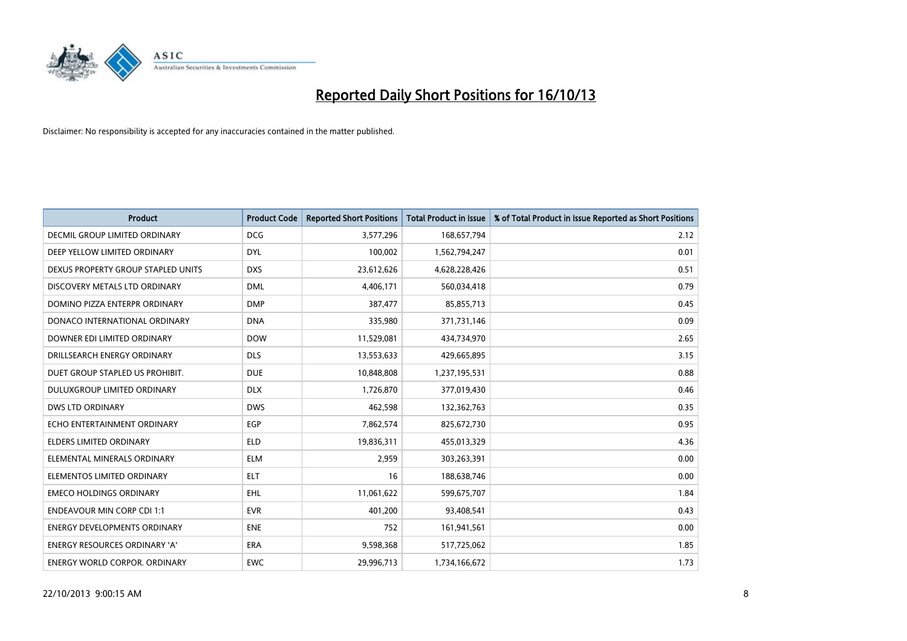# Reported Daily Short Positions for 16/10/13

Disclaimer: No responsibility is accepted for any inaccuracies contained in the matter published.

| Product | Product Code | Reported Short Positions | Total Product in Issue | % of Total Product in Issue Reported as Short Positions |
|---|---|---|---|---|
| DECMIL GROUP LIMITED ORDINARY | DCG | 3,577,296 | 168,657,794 | 2.12 |
| DEEP YELLOW LIMITED ORDINARY | DYL | 100,002 | 1,562,794,247 | 0.01 |
| DEXUS PROPERTY GROUP STAPLED UNITS | DXS | 23,612,626 | 4,628,228,426 | 0.51 |
| DISCOVERY METALS LTD ORDINARY | DML | 4,406,171 | 560,034,418 | 0.79 |
| DOMINO PIZZA ENTERPR ORDINARY | DMP | 387,477 | 85,855,713 | 0.45 |
| DONACO INTERNATIONAL ORDINARY | DNA | 335,980 | 371,731,146 | 0.09 |
| DOWNER EDI LIMITED ORDINARY | DOW | 11,529,081 | 434,734,970 | 2.65 |
| DRILLSEARCH ENERGY ORDINARY | DLS | 13,553,633 | 429,665,895 | 3.15 |
| DUET GROUP STAPLED US PROHIBIT. | DUE | 10,848,808 | 1,237,195,531 | 0.88 |
| DULUXGROUP LIMITED ORDINARY | DLX | 1,726,870 | 377,019,430 | 0.46 |
| DWS LTD ORDINARY | DWS | 462,598 | 132,362,763 | 0.35 |
| ECHO ENTERTAINMENT ORDINARY | EGP | 7,862,574 | 825,672,730 | 0.95 |
| ELDERS LIMITED ORDINARY | ELD | 19,836,311 | 455,013,329 | 4.36 |
| ELEMENTAL MINERALS ORDINARY | ELM | 2,959 | 303,263,391 | 0.00 |
| ELEMENTOS LIMITED ORDINARY | ELT | 16 | 188,638,746 | 0.00 |
| EMECO HOLDINGS ORDINARY | EHL | 11,061,622 | 599,675,707 | 1.84 |
| ENDEAVOUR MIN CORP CDI 1:1 | EVR | 401,200 | 93,408,541 | 0.43 |
| ENERGY DEVELOPMENTS ORDINARY | ENE | 752 | 161,941,561 | 0.00 |
| ENERGY RESOURCES ORDINARY 'A' | ERA | 9,598,368 | 517,725,062 | 1.85 |
| ENERGY WORLD CORPOR. ORDINARY | EWC | 29,996,713 | 1,734,166,672 | 1.73 |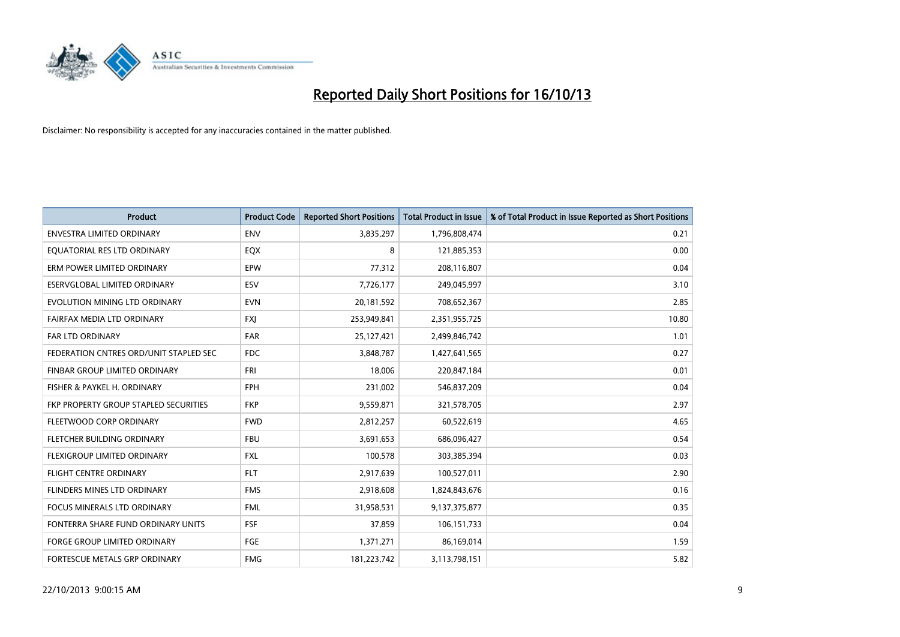# Reported Daily Short Positions for 16/10/13

Disclaimer: No responsibility is accepted for any inaccuracies contained in the matter published.

| Product | Product Code | Reported Short Positions | Total Product in Issue | % of Total Product in Issue Reported as Short Positions |
|---|---|---|---|---|
| ENVESTRA LIMITED ORDINARY | ENV | 3,835,297 | 1,796,808,474 | 0.21 |
| EQUATORIAL RES LTD ORDINARY | EQX | 8 | 121,885,353 | 0.00 |
| ERM POWER LIMITED ORDINARY | EPW | 77,312 | 208,116,807 | 0.04 |
| ESERVGLOBAL LIMITED ORDINARY | ESV | 7,726,177 | 249,045,997 | 3.10 |
| EVOLUTION MINING LTD ORDINARY | EVN | 20,181,592 | 708,652,367 | 2.85 |
| FAIRFAX MEDIA LTD ORDINARY | FXJ | 253,949,841 | 2,351,955,725 | 10.80 |
| FAR LTD ORDINARY | FAR | 25,127,421 | 2,499,846,742 | 1.01 |
| FEDERATION CNTRES ORD/UNIT STAPLED SEC | FDC | 3,848,787 | 1,427,641,565 | 0.27 |
| FINBAR GROUP LIMITED ORDINARY | FRI | 18,006 | 220,847,184 | 0.01 |
| FISHER & PAYKEL H. ORDINARY | FPH | 231,002 | 546,837,209 | 0.04 |
| FKP PROPERTY GROUP STAPLED SECURITIES | FKP | 9,559,871 | 321,578,705 | 2.97 |
| FLEETWOOD CORP ORDINARY | FWD | 2,812,257 | 60,522,619 | 4.65 |
| FLETCHER BUILDING ORDINARY | FBU | 3,691,653 | 686,096,427 | 0.54 |
| FLEXIGROUP LIMITED ORDINARY | FXL | 100,578 | 303,385,394 | 0.03 |
| FLIGHT CENTRE ORDINARY | FLT | 2,917,639 | 100,527,011 | 2.90 |
| FLINDERS MINES LTD ORDINARY | FMS | 2,918,608 | 1,824,843,676 | 0.16 |
| FOCUS MINERALS LTD ORDINARY | FML | 31,958,531 | 9,137,375,877 | 0.35 |
| FONTERRA SHARE FUND ORDINARY UNITS | FSF | 37,859 | 106,151,733 | 0.04 |
| FORGE GROUP LIMITED ORDINARY | FGE | 1,371,271 | 86,169,014 | 1.59 |
| FORTESCUE METALS GRP ORDINARY | FMG | 181,223,742 | 3,113,798,151 | 5.82 |

22/10/2013 9:00:15 AM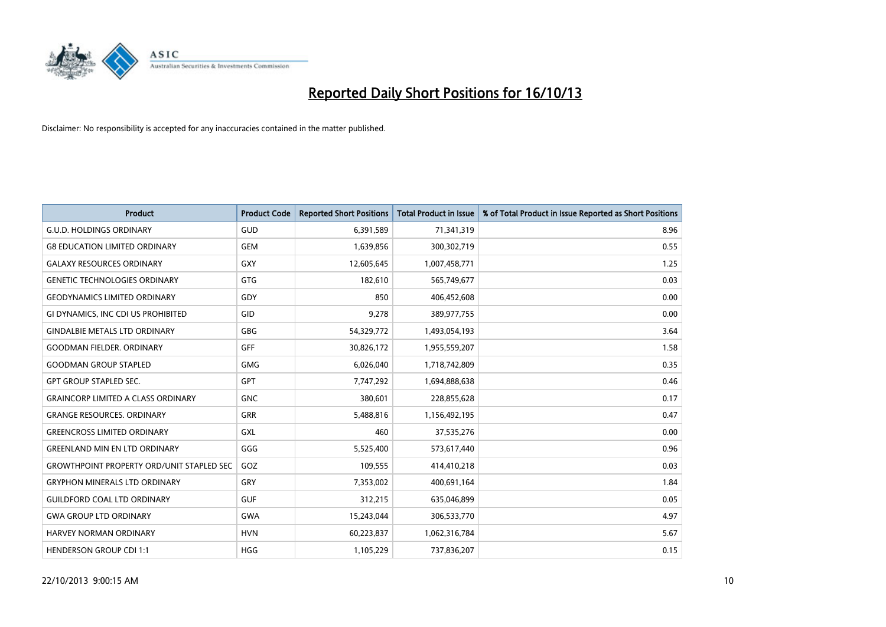# Reported Daily Short Positions for 16/10/13

Disclaimer: No responsibility is accepted for any inaccuracies contained in the matter published.

| Product | Product Code | Reported Short Positions | Total Product in Issue | % of Total Product in Issue Reported as Short Positions |
|---|---|---|---|---|
| G.U.D. HOLDINGS ORDINARY | GUD | 6,391,589 | 71,341,319 | 8.96 |
| G8 EDUCATION LIMITED ORDINARY | GEM | 1,639,856 | 300,302,719 | 0.55 |
| GALAXY RESOURCES ORDINARY | GXY | 12,605,645 | 1,007,458,771 | 1.25 |
| GENETIC TECHNOLOGIES ORDINARY | GTG | 182,610 | 565,749,677 | 0.03 |
| GEODYNAMICS LIMITED ORDINARY | GDY | 850 | 406,452,608 | 0.00 |
| GI DYNAMICS, INC CDI US PROHIBITED | GID | 9,278 | 389,977,755 | 0.00 |
| GINDALBIE METALS LTD ORDINARY | GBG | 54,329,772 | 1,493,054,193 | 3.64 |
| GOODMAN FIELDER. ORDINARY | GFF | 30,826,172 | 1,955,559,207 | 1.58 |
| GOODMAN GROUP STAPLED | GMG | 6,026,040 | 1,718,742,809 | 0.35 |
| GPT GROUP STAPLED SEC. | GPT | 7,747,292 | 1,694,888,638 | 0.46 |
| GRAINCORP LIMITED A CLASS ORDINARY | GNC | 380,601 | 228,855,628 | 0.17 |
| GRANGE RESOURCES. ORDINARY | GRR | 5,488,816 | 1,156,492,195 | 0.47 |
| GREENCROSS LIMITED ORDINARY | GXL | 460 | 37,535,276 | 0.00 |
| GREENLAND MIN EN LTD ORDINARY | GGG | 5,525,400 | 573,617,440 | 0.96 |
| GROWTHPOINT PROPERTY ORD/UNIT STAPLED SEC | GOZ | 109,555 | 414,410,218 | 0.03 |
| GRYPHON MINERALS LTD ORDINARY | GRY | 7,353,002 | 400,691,164 | 1.84 |
| GUILDFORD COAL LTD ORDINARY | GUF | 312,215 | 635,046,899 | 0.05 |
| GWA GROUP LTD ORDINARY | GWA | 15,243,044 | 306,533,770 | 4.97 |
| HARVEY NORMAN ORDINARY | HVN | 60,223,837 | 1,062,316,784 | 5.67 |
| HENDERSON GROUP CDI 1:1 | HGG | 1,105,229 | 737,836,207 | 0.15 |

22/10/2013 9:00:15 AM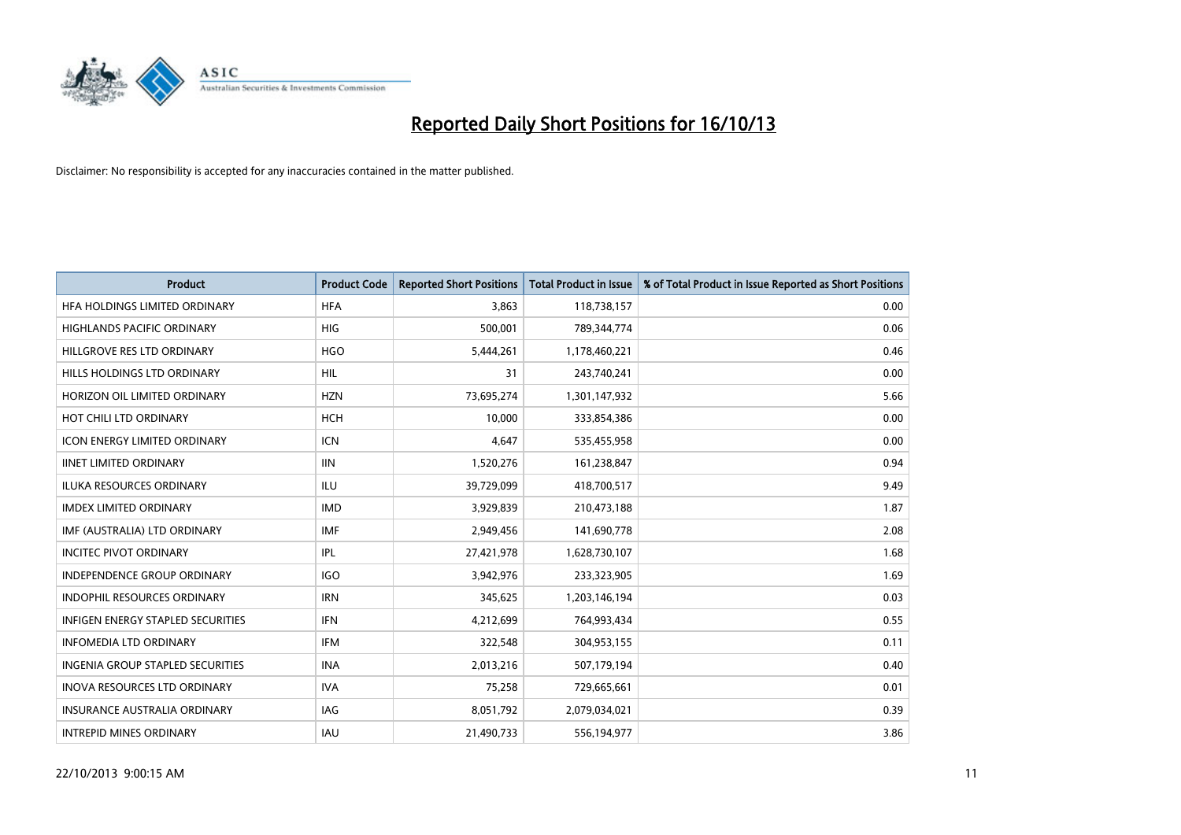# Reported Daily Short Positions for 16/10/13

Disclaimer: No responsibility is accepted for any inaccuracies contained in the matter published.

| Product | Product Code | Reported Short Positions | Total Product in Issue | % of Total Product in Issue Reported as Short Positions |
|---|---|---|---|---|
| HFA HOLDINGS LIMITED ORDINARY | HFA | 3,863 | 118,738,157 | 0.00 |
| HIGHLANDS PACIFIC ORDINARY | HIG | 500,001 | 789,344,774 | 0.06 |
| HILLGROVE RES LTD ORDINARY | HGO | 5,444,261 | 1,178,460,221 | 0.46 |
| HILLS HOLDINGS LTD ORDINARY | HIL | 31 | 243,740,241 | 0.00 |
| HORIZON OIL LIMITED ORDINARY | HZN | 73,695,274 | 1,301,147,932 | 5.66 |
| HOT CHILI LTD ORDINARY | HCH | 10,000 | 333,854,386 | 0.00 |
| ICON ENERGY LIMITED ORDINARY | ICN | 4,647 | 535,455,958 | 0.00 |
| IINET LIMITED ORDINARY | IIN | 1,520,276 | 161,238,847 | 0.94 |
| ILUKA RESOURCES ORDINARY | ILU | 39,729,099 | 418,700,517 | 9.49 |
| IMDEX LIMITED ORDINARY | IMD | 3,929,839 | 210,473,188 | 1.87 |
| IMF (AUSTRALIA) LTD ORDINARY | IMF | 2,949,456 | 141,690,778 | 2.08 |
| INCITEC PIVOT ORDINARY | IPL | 27,421,978 | 1,628,730,107 | 1.68 |
| INDEPENDENCE GROUP ORDINARY | IGO | 3,942,976 | 233,323,905 | 1.69 |
| INDOPHIL RESOURCES ORDINARY | IRN | 345,625 | 1,203,146,194 | 0.03 |
| INFIGEN ENERGY STAPLED SECURITIES | IFN | 4,212,699 | 764,993,434 | 0.55 |
| INFOMEDIA LTD ORDINARY | IFM | 322,548 | 304,953,155 | 0.11 |
| INGENIA GROUP STAPLED SECURITIES | INA | 2,013,216 | 507,179,194 | 0.40 |
| INOVA RESOURCES LTD ORDINARY | IVA | 75,258 | 729,665,661 | 0.01 |
| INSURANCE AUSTRALIA ORDINARY | IAG | 8,051,792 | 2,079,034,021 | 0.39 |
| INTREPID MINES ORDINARY | IAU | 21,490,733 | 556,194,977 | 3.86 |

22/10/2013 9:00:15 AM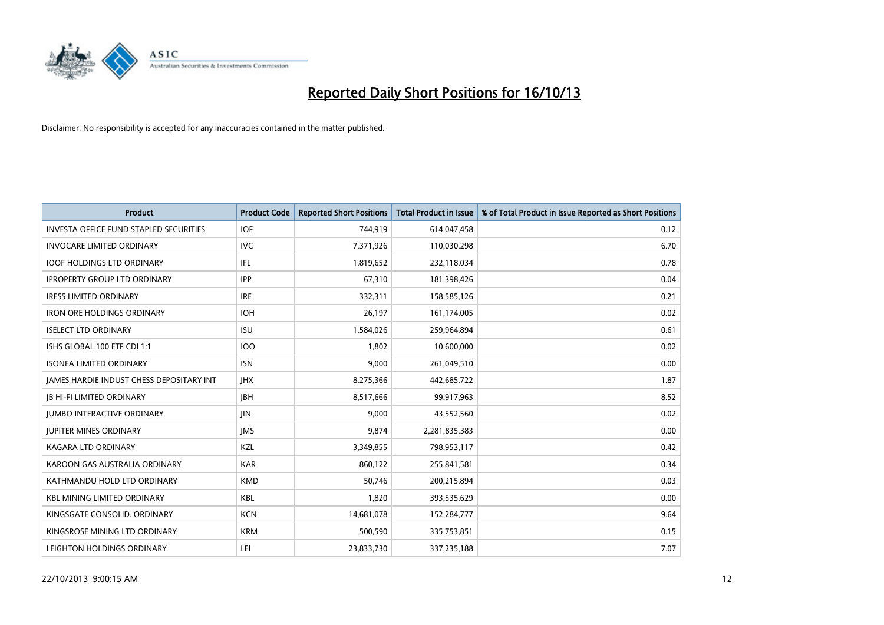# Reported Daily Short Positions for 16/10/13

Disclaimer: No responsibility is accepted for any inaccuracies contained in the matter published.

| Product | Product Code | Reported Short Positions | Total Product in Issue | % of Total Product in Issue Reported as Short Positions |
|---|---|---|---|---|
| INVESTA OFFICE FUND STAPLED SECURITIES | IOF | 744,919 | 614,047,458 | 0.12 |
| INVOCARE LIMITED ORDINARY | IVC | 7,371,926 | 110,030,298 | 6.70 |
| IOOF HOLDINGS LTD ORDINARY | IFL | 1,819,652 | 232,118,034 | 0.78 |
| IPROPERTY GROUP LTD ORDINARY | IPP | 67,310 | 181,398,426 | 0.04 |
| IRESS LIMITED ORDINARY | IRE | 332,311 | 158,585,126 | 0.21 |
| IRON ORE HOLDINGS ORDINARY | IOH | 26,197 | 161,174,005 | 0.02 |
| ISELECT LTD ORDINARY | ISU | 1,584,026 | 259,964,894 | 0.61 |
| ISHS GLOBAL 100 ETF CDI 1:1 | IOO | 1,802 | 10,600,000 | 0.02 |
| ISONEA LIMITED ORDINARY | ISN | 9,000 | 261,049,510 | 0.00 |
| JAMES HARDIE INDUST CHESS DEPOSITARY INT | JHX | 8,275,366 | 442,685,722 | 1.87 |
| JB HI-FI LIMITED ORDINARY | JBH | 8,517,666 | 99,917,963 | 8.52 |
| JUMBO INTERACTIVE ORDINARY | JIN | 9,000 | 43,552,560 | 0.02 |
| JUPITER MINES ORDINARY | JMS | 9,874 | 2,281,835,383 | 0.00 |
| KAGARA LTD ORDINARY | KZL | 3,349,855 | 798,953,117 | 0.42 |
| KAROON GAS AUSTRALIA ORDINARY | KAR | 860,122 | 255,841,581 | 0.34 |
| KATHMANDU HOLD LTD ORDINARY | KMD | 50,746 | 200,215,894 | 0.03 |
| KBL MINING LIMITED ORDINARY | KBL | 1,820 | 393,535,629 | 0.00 |
| KINGSGATE CONSOLID. ORDINARY | KCN | 14,681,078 | 152,284,777 | 9.64 |
| KINGSROSE MINING LTD ORDINARY | KRM | 500,590 | 335,753,851 | 0.15 |
| LEIGHTON HOLDINGS ORDINARY | LEI | 23,833,730 | 337,235,188 | 7.07 |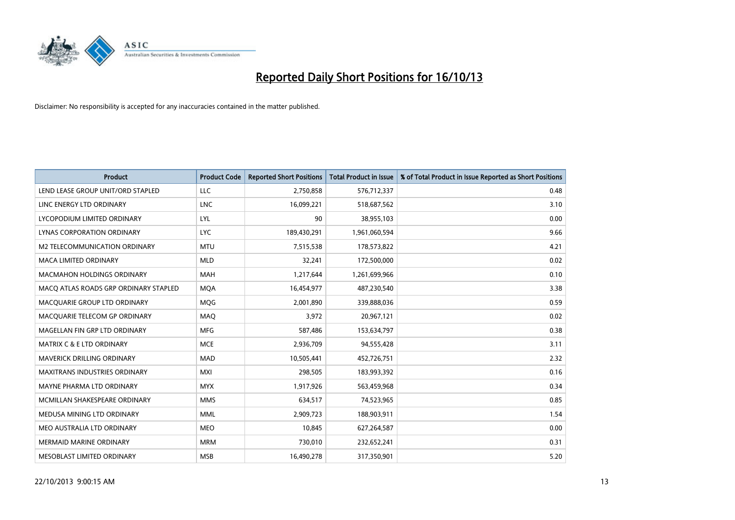# Reported Daily Short Positions for 16/10/13

Disclaimer: No responsibility is accepted for any inaccuracies contained in the matter published.

| Product | Product Code | Reported Short Positions | Total Product in Issue | % of Total Product in Issue Reported as Short Positions |
|---|---|---|---|---|
| LEND LEASE GROUP UNIT/ORD STAPLED | LLC | 2,750,858 | 576,712,337 | 0.48 |
| LINC ENERGY LTD ORDINARY | LNC | 16,099,221 | 518,687,562 | 3.10 |
| LYCOPODIUM LIMITED ORDINARY | LYL | 90 | 38,955,103 | 0.00 |
| LYNAS CORPORATION ORDINARY | LYC | 189,430,291 | 1,961,060,594 | 9.66 |
| M2 TELECOMMUNICATION ORDINARY | MTU | 7,515,538 | 178,573,822 | 4.21 |
| MACA LIMITED ORDINARY | MLD | 32,241 | 172,500,000 | 0.02 |
| MACMAHON HOLDINGS ORDINARY | MAH | 1,217,644 | 1,261,699,966 | 0.10 |
| MACQ ATLAS ROADS GRP ORDINARY STAPLED | MQA | 16,454,977 | 487,230,540 | 3.38 |
| MACQUARIE GROUP LTD ORDINARY | MQG | 2,001,890 | 339,888,036 | 0.59 |
| MACQUARIE TELECOM GP ORDINARY | MAQ | 3,972 | 20,967,121 | 0.02 |
| MAGELLAN FIN GRP LTD ORDINARY | MFG | 587,486 | 153,634,797 | 0.38 |
| MATRIX C & E LTD ORDINARY | MCE | 2,936,709 | 94,555,428 | 3.11 |
| MAVERICK DRILLING ORDINARY | MAD | 10,505,441 | 452,726,751 | 2.32 |
| MAXITRANS INDUSTRIES ORDINARY | MXI | 298,505 | 183,993,392 | 0.16 |
| MAYNE PHARMA LTD ORDINARY | MYX | 1,917,926 | 563,459,968 | 0.34 |
| MCMILLAN SHAKESPEARE ORDINARY | MMS | 634,517 | 74,523,965 | 0.85 |
| MEDUSA MINING LTD ORDINARY | MML | 2,909,723 | 188,903,911 | 1.54 |
| MEO AUSTRALIA LTD ORDINARY | MEO | 10,845 | 627,264,587 | 0.00 |
| MERMAID MARINE ORDINARY | MRM | 730,010 | 232,652,241 | 0.31 |
| MESOBLAST LIMITED ORDINARY | MSB | 16,490,278 | 317,350,901 | 5.20 |

22/10/2013 9:00:15 AM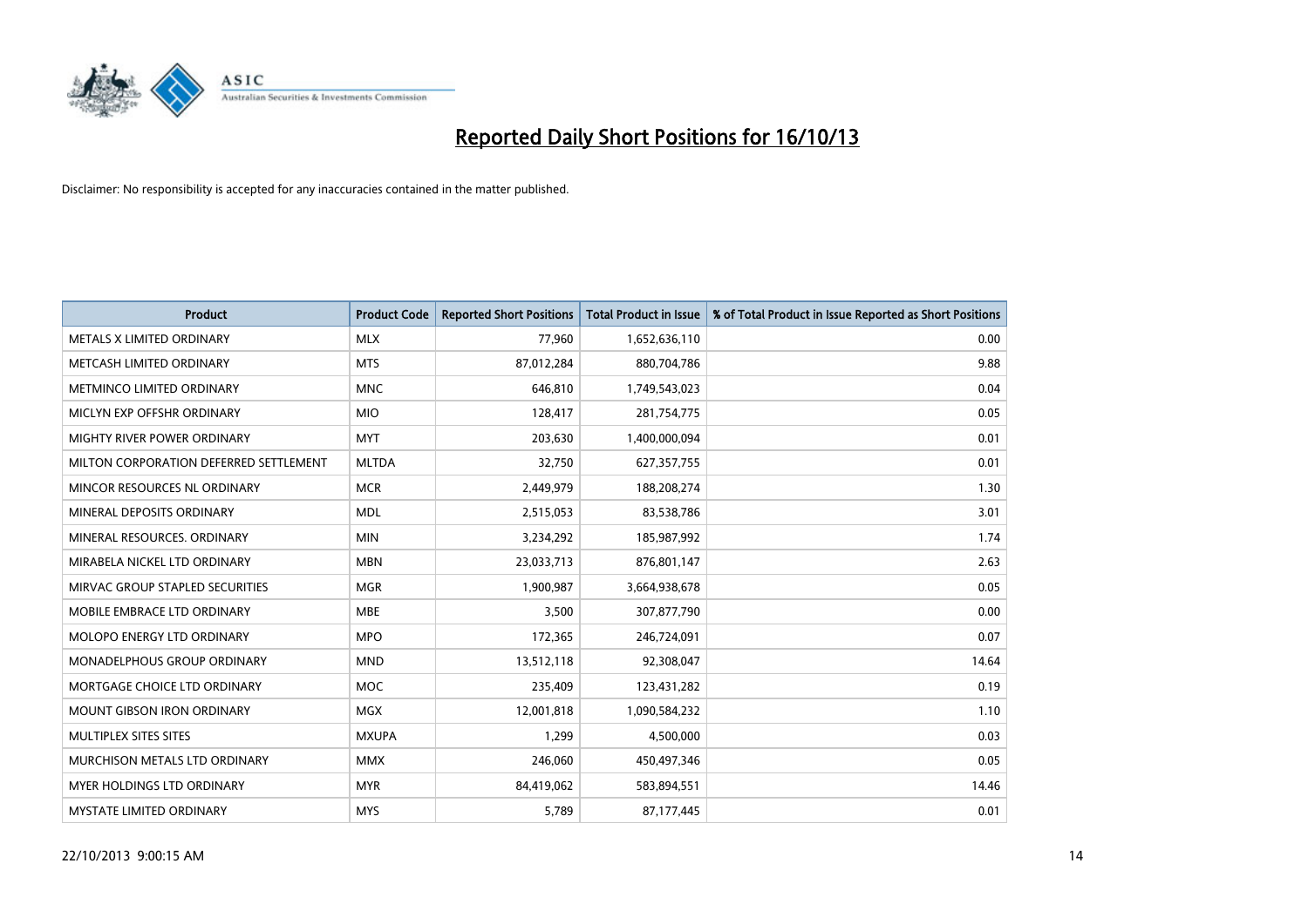# Reported Daily Short Positions for 16/10/13

Disclaimer: No responsibility is accepted for any inaccuracies contained in the matter published.

| Product | Product Code | Reported Short Positions | Total Product in Issue | % of Total Product in Issue Reported as Short Positions |
|---|---|---|---|---|
| METALS X LIMITED ORDINARY | MLX | 77,960 | 1,652,636,110 | 0.00 |
| METCASH LIMITED ORDINARY | MTS | 87,012,284 | 880,704,786 | 9.88 |
| METMINCO LIMITED ORDINARY | MNC | 646,810 | 1,749,543,023 | 0.04 |
| MICLYN EXP OFFSHR ORDINARY | MIO | 128,417 | 281,754,775 | 0.05 |
| MIGHTY RIVER POWER ORDINARY | MYT | 203,630 | 1,400,000,094 | 0.01 |
| MILTON CORPORATION DEFERRED SETTLEMENT | MLTDA | 32,750 | 627,357,755 | 0.01 |
| MINCOR RESOURCES NL ORDINARY | MCR | 2,449,979 | 188,208,274 | 1.30 |
| MINERAL DEPOSITS ORDINARY | MDL | 2,515,053 | 83,538,786 | 3.01 |
| MINERAL RESOURCES. ORDINARY | MIN | 3,234,292 | 185,987,992 | 1.74 |
| MIRABELA NICKEL LTD ORDINARY | MBN | 23,033,713 | 876,801,147 | 2.63 |
| MIRVAC GROUP STAPLED SECURITIES | MGR | 1,900,987 | 3,664,938,678 | 0.05 |
| MOBILE EMBRACE LTD ORDINARY | MBE | 3,500 | 307,877,790 | 0.00 |
| MOLOPO ENERGY LTD ORDINARY | MPO | 172,365 | 246,724,091 | 0.07 |
| MONADELPHOUS GROUP ORDINARY | MND | 13,512,118 | 92,308,047 | 14.64 |
| MORTGAGE CHOICE LTD ORDINARY | MOC | 235,409 | 123,431,282 | 0.19 |
| MOUNT GIBSON IRON ORDINARY | MGX | 12,001,818 | 1,090,584,232 | 1.10 |
| MULTIPLEX SITES SITES | MXUPA | 1,299 | 4,500,000 | 0.03 |
| MURCHISON METALS LTD ORDINARY | MMX | 246,060 | 450,497,346 | 0.05 |
| MYER HOLDINGS LTD ORDINARY | MYR | 84,419,062 | 583,894,551 | 14.46 |
| MYSTATE LIMITED ORDINARY | MYS | 5,789 | 87,177,445 | 0.01 |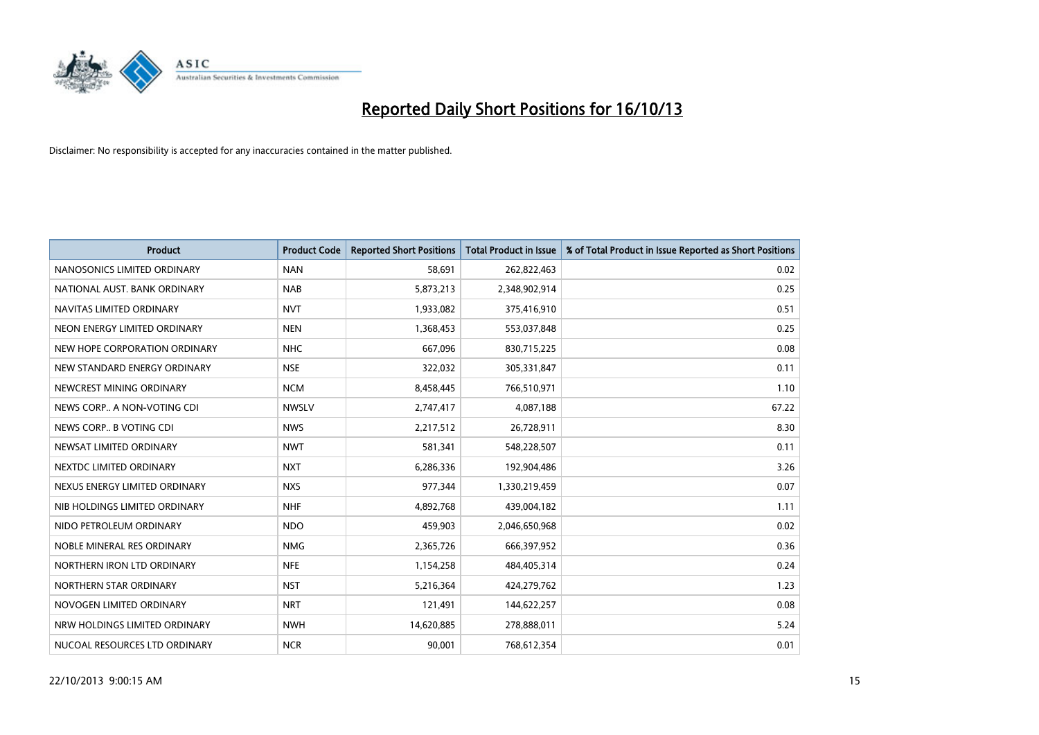# Reported Daily Short Positions for 16/10/13

Disclaimer: No responsibility is accepted for any inaccuracies contained in the matter published.

| Product | Product Code | Reported Short Positions | Total Product in Issue | % of Total Product in Issue Reported as Short Positions |
|---|---|---|---|---|
| NANOSONICS LIMITED ORDINARY | NAN | 58,691 | 262,822,463 | 0.02 |
| NATIONAL AUST. BANK ORDINARY | NAB | 5,873,213 | 2,348,902,914 | 0.25 |
| NAVITAS LIMITED ORDINARY | NVT | 1,933,082 | 375,416,910 | 0.51 |
| NEON ENERGY LIMITED ORDINARY | NEN | 1,368,453 | 553,037,848 | 0.25 |
| NEW HOPE CORPORATION ORDINARY | NHC | 667,096 | 830,715,225 | 0.08 |
| NEW STANDARD ENERGY ORDINARY | NSE | 322,032 | 305,331,847 | 0.11 |
| NEWCREST MINING ORDINARY | NCM | 8,458,445 | 766,510,971 | 1.10 |
| NEWS CORP.. A NON-VOTING CDI | NWSLV | 2,747,417 | 4,087,188 | 67.22 |
| NEWS CORP.. B VOTING CDI | NWS | 2,217,512 | 26,728,911 | 8.30 |
| NEWSAT LIMITED ORDINARY | NWT | 581,341 | 548,228,507 | 0.11 |
| NEXTDC LIMITED ORDINARY | NXT | 6,286,336 | 192,904,486 | 3.26 |
| NEXUS ENERGY LIMITED ORDINARY | NXS | 977,344 | 1,330,219,459 | 0.07 |
| NIB HOLDINGS LIMITED ORDINARY | NHF | 4,892,768 | 439,004,182 | 1.11 |
| NIDO PETROLEUM ORDINARY | NDO | 459,903 | 2,046,650,968 | 0.02 |
| NOBLE MINERAL RES ORDINARY | NMG | 2,365,726 | 666,397,952 | 0.36 |
| NORTHERN IRON LTD ORDINARY | NFE | 1,154,258 | 484,405,314 | 0.24 |
| NORTHERN STAR ORDINARY | NST | 5,216,364 | 424,279,762 | 1.23 |
| NOVOGEN LIMITED ORDINARY | NRT | 121,491 | 144,622,257 | 0.08 |
| NRW HOLDINGS LIMITED ORDINARY | NWH | 14,620,885 | 278,888,011 | 5.24 |
| NUCOAL RESOURCES LTD ORDINARY | NCR | 90,001 | 768,612,354 | 0.01 |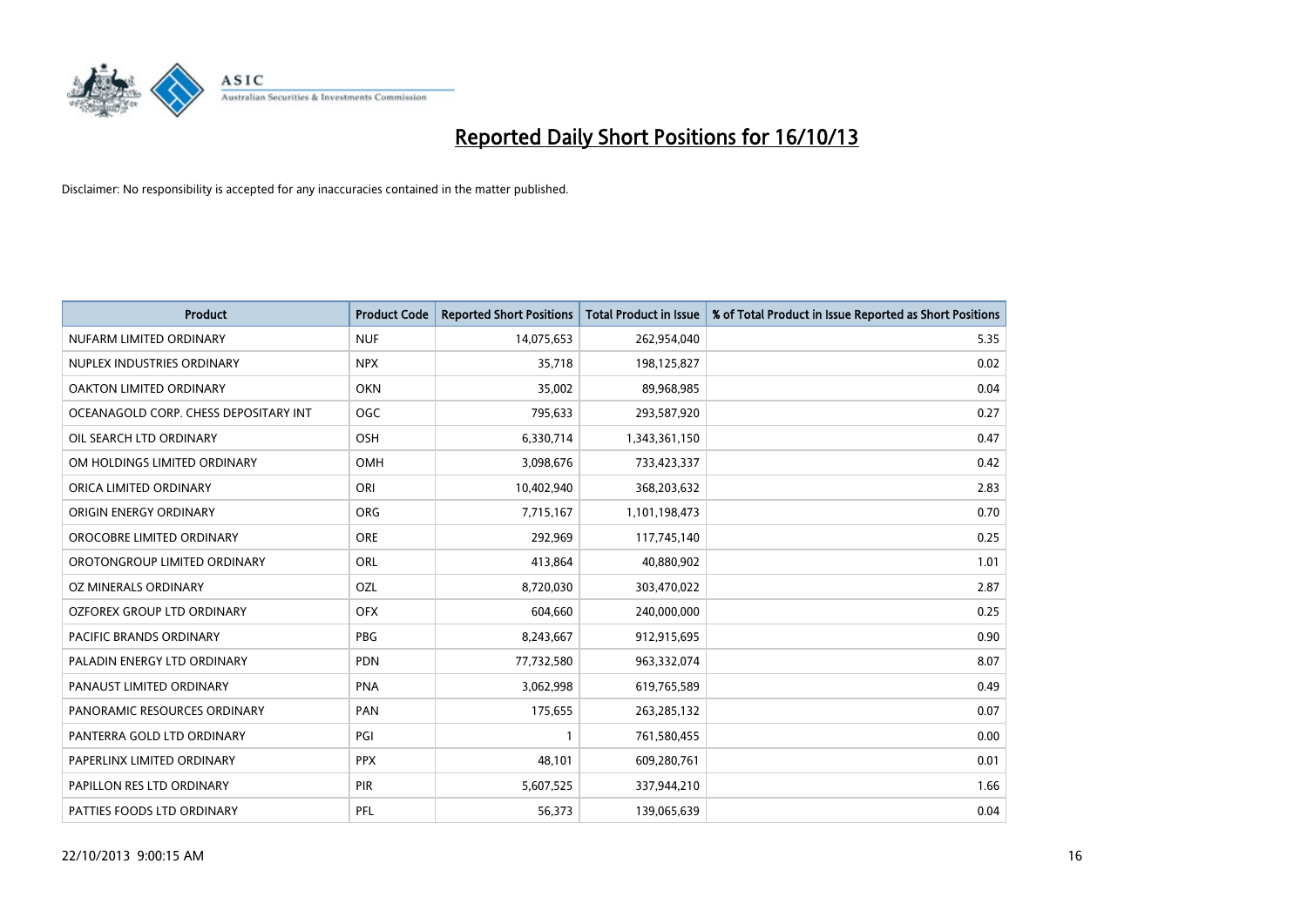# Reported Daily Short Positions for 16/10/13

Disclaimer: No responsibility is accepted for any inaccuracies contained in the matter published.

| Product | Product Code | Reported Short Positions | Total Product in Issue | % of Total Product in Issue Reported as Short Positions |
|---|---|---|---|---|
| NUFARM LIMITED ORDINARY | NUF | 14,075,653 | 262,954,040 | 5.35 |
| NUPLEX INDUSTRIES ORDINARY | NPX | 35,718 | 198,125,827 | 0.02 |
| OAKTON LIMITED ORDINARY | OKN | 35,002 | 89,968,985 | 0.04 |
| OCEANAGOLD CORP. CHESS DEPOSITARY INT | OGC | 795,633 | 293,587,920 | 0.27 |
| OIL SEARCH LTD ORDINARY | OSH | 6,330,714 | 1,343,361,150 | 0.47 |
| OM HOLDINGS LIMITED ORDINARY | OMH | 3,098,676 | 733,423,337 | 0.42 |
| ORICA LIMITED ORDINARY | ORI | 10,402,940 | 368,203,632 | 2.83 |
| ORIGIN ENERGY ORDINARY | ORG | 7,715,167 | 1,101,198,473 | 0.70 |
| OROCOBRE LIMITED ORDINARY | ORE | 292,969 | 117,745,140 | 0.25 |
| OROTONGROUP LIMITED ORDINARY | ORL | 413,864 | 40,880,902 | 1.01 |
| OZ MINERALS ORDINARY | OZL | 8,720,030 | 303,470,022 | 2.87 |
| OZFOREX GROUP LTD ORDINARY | OFX | 604,660 | 240,000,000 | 0.25 |
| PACIFIC BRANDS ORDINARY | PBG | 8,243,667 | 912,915,695 | 0.90 |
| PALADIN ENERGY LTD ORDINARY | PDN | 77,732,580 | 963,332,074 | 8.07 |
| PANAUST LIMITED ORDINARY | PNA | 3,062,998 | 619,765,589 | 0.49 |
| PANORAMIC RESOURCES ORDINARY | PAN | 175,655 | 263,285,132 | 0.07 |
| PANTERRA GOLD LTD ORDINARY | PGI | 1 | 761,580,455 | 0.00 |
| PAPERLINX LIMITED ORDINARY | PPX | 48,101 | 609,280,761 | 0.01 |
| PAPILLON RES LTD ORDINARY | PIR | 5,607,525 | 337,944,210 | 1.66 |
| PATTIES FOODS LTD ORDINARY | PFL | 56,373 | 139,065,639 | 0.04 |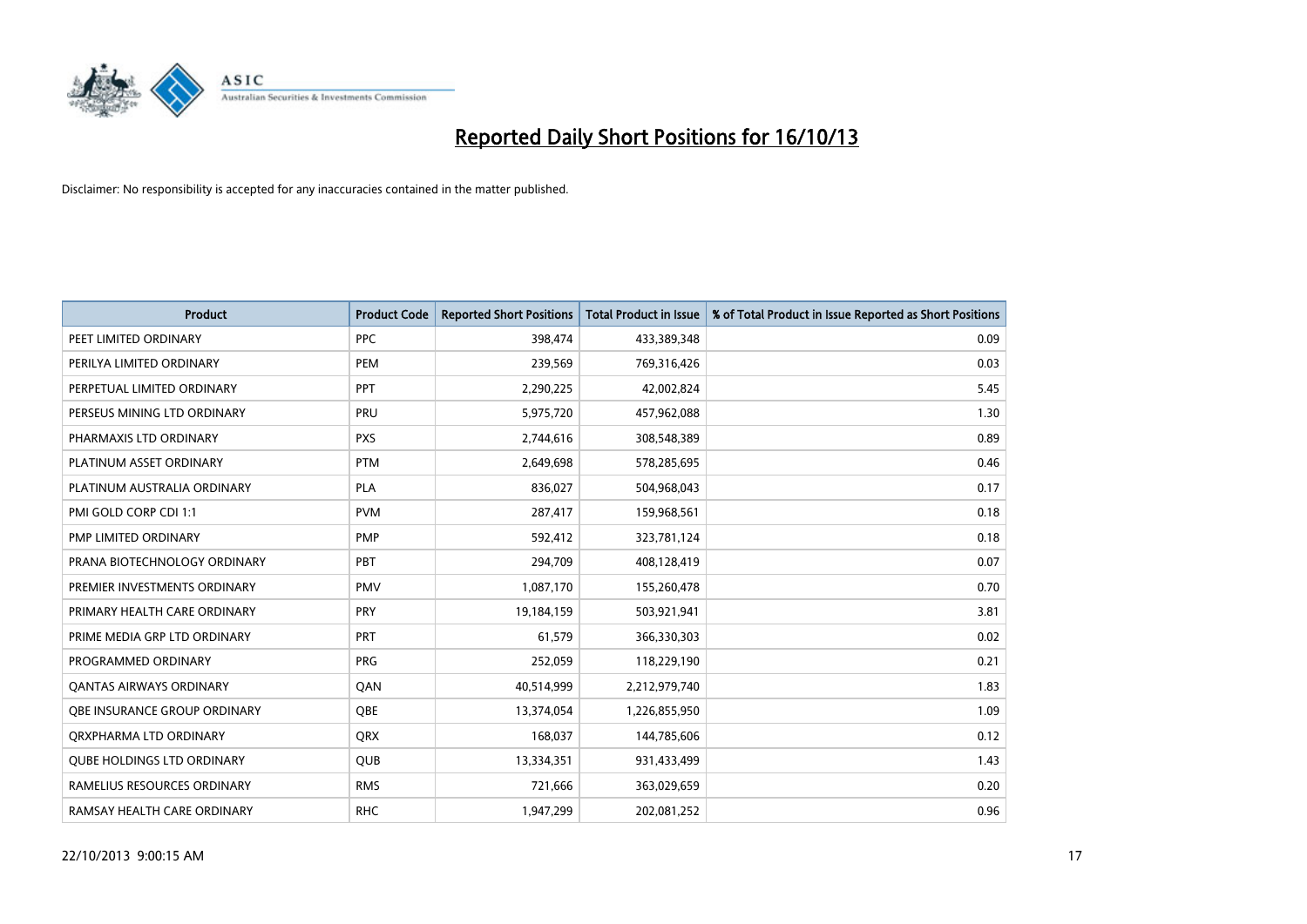# Reported Daily Short Positions for 16/10/13

Disclaimer: No responsibility is accepted for any inaccuracies contained in the matter published.

| Product | Product Code | Reported Short Positions | Total Product in Issue | % of Total Product in Issue Reported as Short Positions |
|---|---|---|---|---|
| PEET LIMITED ORDINARY | PPC | 398,474 | 433,389,348 | 0.09 |
| PERILYA LIMITED ORDINARY | PEM | 239,569 | 769,316,426 | 0.03 |
| PERPETUAL LIMITED ORDINARY | PPT | 2,290,225 | 42,002,824 | 5.45 |
| PERSEUS MINING LTD ORDINARY | PRU | 5,975,720 | 457,962,088 | 1.30 |
| PHARMAXIS LTD ORDINARY | PXS | 2,744,616 | 308,548,389 | 0.89 |
| PLATINUM ASSET ORDINARY | PTM | 2,649,698 | 578,285,695 | 0.46 |
| PLATINUM AUSTRALIA ORDINARY | PLA | 836,027 | 504,968,043 | 0.17 |
| PMI GOLD CORP CDI 1:1 | PVM | 287,417 | 159,968,561 | 0.18 |
| PMP LIMITED ORDINARY | PMP | 592,412 | 323,781,124 | 0.18 |
| PRANA BIOTECHNOLOGY ORDINARY | PBT | 294,709 | 408,128,419 | 0.07 |
| PREMIER INVESTMENTS ORDINARY | PMV | 1,087,170 | 155,260,478 | 0.70 |
| PRIMARY HEALTH CARE ORDINARY | PRY | 19,184,159 | 503,921,941 | 3.81 |
| PRIME MEDIA GRP LTD ORDINARY | PRT | 61,579 | 366,330,303 | 0.02 |
| PROGRAMMED ORDINARY | PRG | 252,059 | 118,229,190 | 0.21 |
| QANTAS AIRWAYS ORDINARY | QAN | 40,514,999 | 2,212,979,740 | 1.83 |
| QBE INSURANCE GROUP ORDINARY | QBE | 13,374,054 | 1,226,855,950 | 1.09 |
| QRXPHARMA LTD ORDINARY | QRX | 168,037 | 144,785,606 | 0.12 |
| QUBE HOLDINGS LTD ORDINARY | QUB | 13,334,351 | 931,433,499 | 1.43 |
| RAMELIUS RESOURCES ORDINARY | RMS | 721,666 | 363,029,659 | 0.20 |
| RAMSAY HEALTH CARE ORDINARY | RHC | 1,947,299 | 202,081,252 | 0.96 |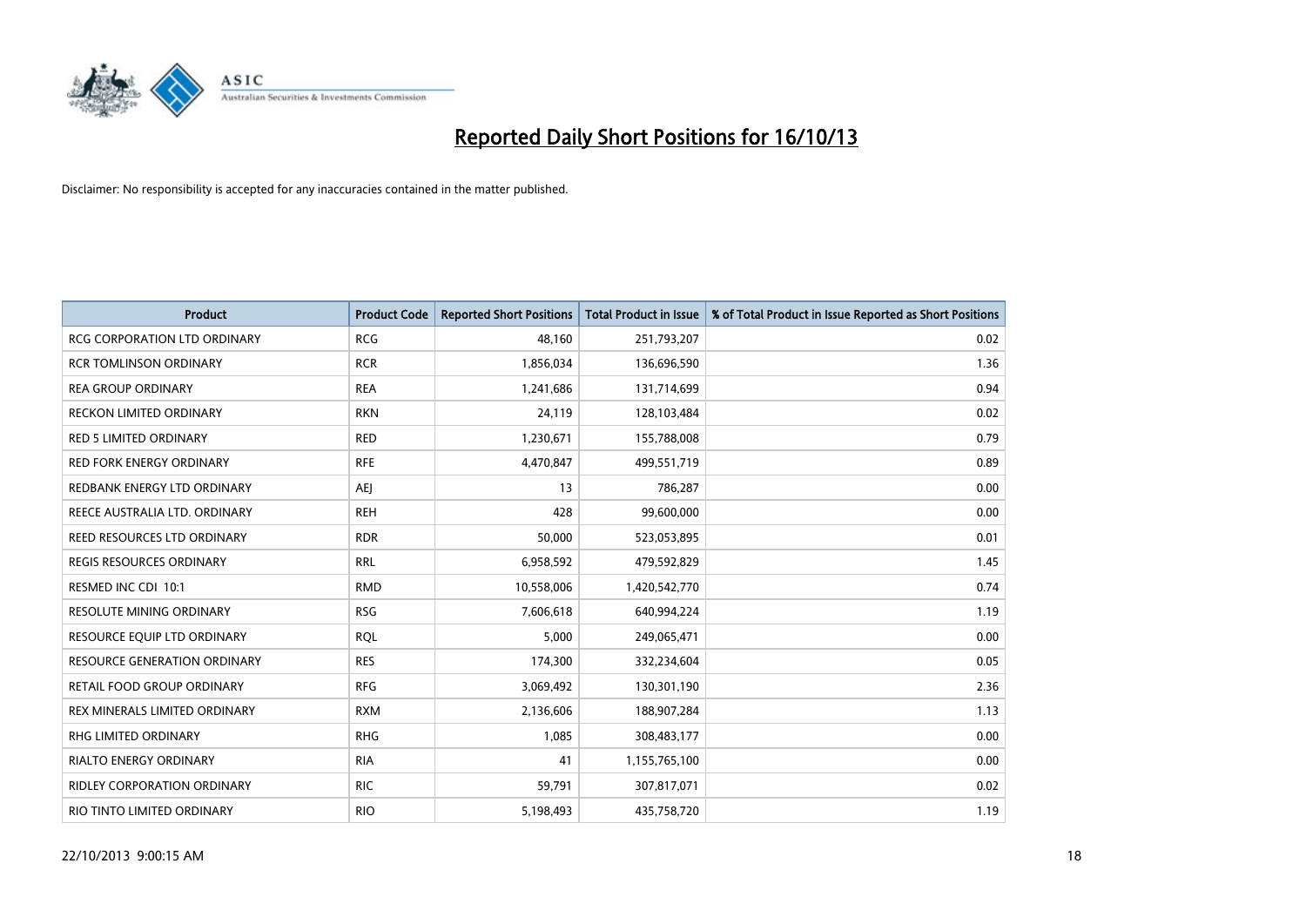# Reported Daily Short Positions for 16/10/13

Disclaimer: No responsibility is accepted for any inaccuracies contained in the matter published.

| Product | Product Code | Reported Short Positions | Total Product in Issue | % of Total Product in Issue Reported as Short Positions |
|---|---|---|---|---|
| RCG CORPORATION LTD ORDINARY | RCG | 48,160 | 251,793,207 | 0.02 |
| RCR TOMLINSON ORDINARY | RCR | 1,856,034 | 136,696,590 | 1.36 |
| REA GROUP ORDINARY | REA | 1,241,686 | 131,714,699 | 0.94 |
| RECKON LIMITED ORDINARY | RKN | 24,119 | 128,103,484 | 0.02 |
| RED 5 LIMITED ORDINARY | RED | 1,230,671 | 155,788,008 | 0.79 |
| RED FORK ENERGY ORDINARY | RFE | 4,470,847 | 499,551,719 | 0.89 |
| REDBANK ENERGY LTD ORDINARY | AEJ | 13 | 786,287 | 0.00 |
| REECE AUSTRALIA LTD. ORDINARY | REH | 428 | 99,600,000 | 0.00 |
| REED RESOURCES LTD ORDINARY | RDR | 50,000 | 523,053,895 | 0.01 |
| REGIS RESOURCES ORDINARY | RRL | 6,958,592 | 479,592,829 | 1.45 |
| RESMED INC CDI 10:1 | RMD | 10,558,006 | 1,420,542,770 | 0.74 |
| RESOLUTE MINING ORDINARY | RSG | 7,606,618 | 640,994,224 | 1.19 |
| RESOURCE EQUIP LTD ORDINARY | RQL | 5,000 | 249,065,471 | 0.00 |
| RESOURCE GENERATION ORDINARY | RES | 174,300 | 332,234,604 | 0.05 |
| RETAIL FOOD GROUP ORDINARY | RFG | 3,069,492 | 130,301,190 | 2.36 |
| REX MINERALS LIMITED ORDINARY | RXM | 2,136,606 | 188,907,284 | 1.13 |
| RHG LIMITED ORDINARY | RHG | 1,085 | 308,483,177 | 0.00 |
| RIALTO ENERGY ORDINARY | RIA | 41 | 1,155,765,100 | 0.00 |
| RIDLEY CORPORATION ORDINARY | RIC | 59,791 | 307,817,071 | 0.02 |
| RIO TINTO LIMITED ORDINARY | RIO | 5,198,493 | 435,758,720 | 1.19 |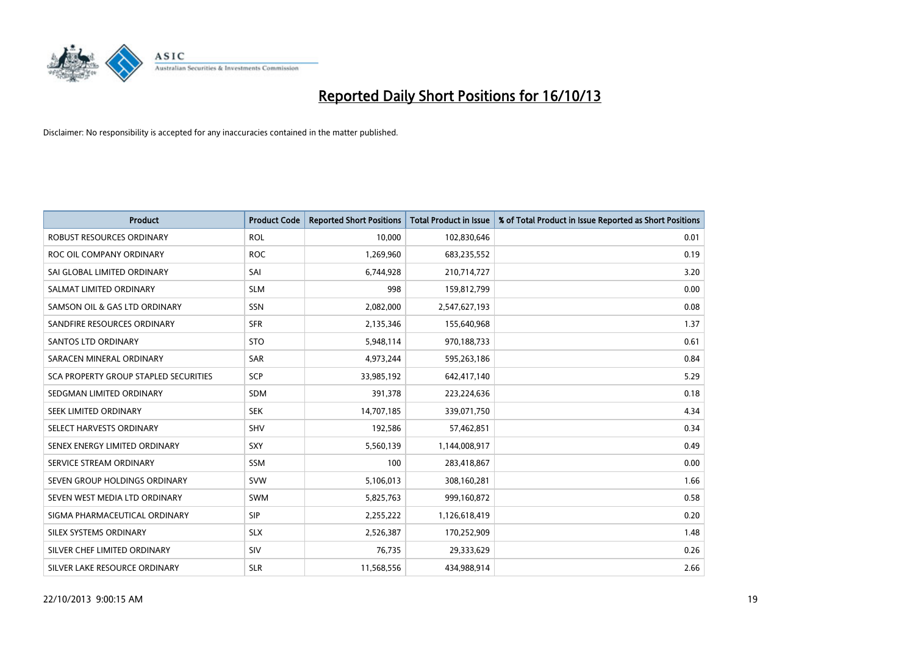# Reported Daily Short Positions for 16/10/13

Disclaimer: No responsibility is accepted for any inaccuracies contained in the matter published.

| Product | Product Code | Reported Short Positions | Total Product in Issue | % of Total Product in Issue Reported as Short Positions |
|---|---|---|---|---|
| ROBUST RESOURCES ORDINARY | ROL | 10,000 | 102,830,646 | 0.01 |
| ROC OIL COMPANY ORDINARY | ROC | 1,269,960 | 683,235,552 | 0.19 |
| SAI GLOBAL LIMITED ORDINARY | SAI | 6,744,928 | 210,714,727 | 3.20 |
| SALMAT LIMITED ORDINARY | SLM | 998 | 159,812,799 | 0.00 |
| SAMSON OIL & GAS LTD ORDINARY | SSN | 2,082,000 | 2,547,627,193 | 0.08 |
| SANDFIRE RESOURCES ORDINARY | SFR | 2,135,346 | 155,640,968 | 1.37 |
| SANTOS LTD ORDINARY | STO | 5,948,114 | 970,188,733 | 0.61 |
| SARACEN MINERAL ORDINARY | SAR | 4,973,244 | 595,263,186 | 0.84 |
| SCA PROPERTY GROUP STAPLED SECURITIES | SCP | 33,985,192 | 642,417,140 | 5.29 |
| SEDGMAN LIMITED ORDINARY | SDM | 391,378 | 223,224,636 | 0.18 |
| SEEK LIMITED ORDINARY | SEK | 14,707,185 | 339,071,750 | 4.34 |
| SELECT HARVESTS ORDINARY | SHV | 192,586 | 57,462,851 | 0.34 |
| SENEX ENERGY LIMITED ORDINARY | SXY | 5,560,139 | 1,144,008,917 | 0.49 |
| SERVICE STREAM ORDINARY | SSM | 100 | 283,418,867 | 0.00 |
| SEVEN GROUP HOLDINGS ORDINARY | SVW | 5,106,013 | 308,160,281 | 1.66 |
| SEVEN WEST MEDIA LTD ORDINARY | SWM | 5,825,763 | 999,160,872 | 0.58 |
| SIGMA PHARMACEUTICAL ORDINARY | SIP | 2,255,222 | 1,126,618,419 | 0.20 |
| SILEX SYSTEMS ORDINARY | SLX | 2,526,387 | 170,252,909 | 1.48 |
| SILVER CHEF LIMITED ORDINARY | SIV | 76,735 | 29,333,629 | 0.26 |
| SILVER LAKE RESOURCE ORDINARY | SLR | 11,568,556 | 434,988,914 | 2.66 |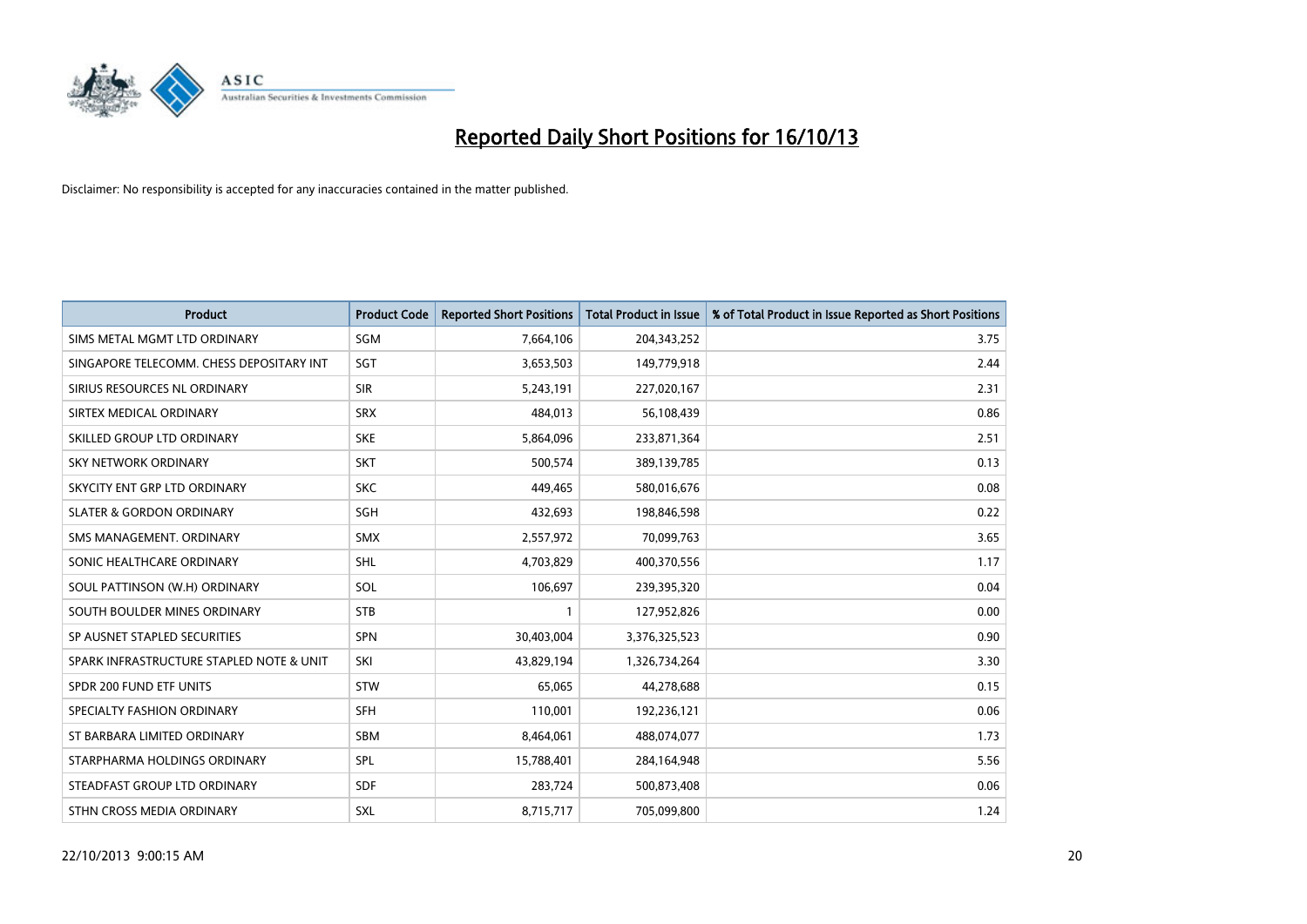# Reported Daily Short Positions for 16/10/13

Disclaimer: No responsibility is accepted for any inaccuracies contained in the matter published.

| Product | Product Code | Reported Short Positions | Total Product in Issue | % of Total Product in Issue Reported as Short Positions |
|---|---|---|---|---|
| SIMS METAL MGMT LTD ORDINARY | SGM | 7,664,106 | 204,343,252 | 3.75 |
| SINGAPORE TELECOMM. CHESS DEPOSITARY INT | SGT | 3,653,503 | 149,779,918 | 2.44 |
| SIRIUS RESOURCES NL ORDINARY | SIR | 5,243,191 | 227,020,167 | 2.31 |
| SIRTEX MEDICAL ORDINARY | SRX | 484,013 | 56,108,439 | 0.86 |
| SKILLED GROUP LTD ORDINARY | SKE | 5,864,096 | 233,871,364 | 2.51 |
| SKY NETWORK ORDINARY | SKT | 500,574 | 389,139,785 | 0.13 |
| SKYCITY ENT GRP LTD ORDINARY | SKC | 449,465 | 580,016,676 | 0.08 |
| SLATER & GORDON ORDINARY | SGH | 432,693 | 198,846,598 | 0.22 |
| SMS MANAGEMENT. ORDINARY | SMX | 2,557,972 | 70,099,763 | 3.65 |
| SONIC HEALTHCARE ORDINARY | SHL | 4,703,829 | 400,370,556 | 1.17 |
| SOUL PATTINSON (W.H) ORDINARY | SOL | 106,697 | 239,395,320 | 0.04 |
| SOUTH BOULDER MINES ORDINARY | STB | 1 | 127,952,826 | 0.00 |
| SP AUSNET STAPLED SECURITIES | SPN | 30,403,004 | 3,376,325,523 | 0.90 |
| SPARK INFRASTRUCTURE STAPLED NOTE & UNIT | SKI | 43,829,194 | 1,326,734,264 | 3.30 |
| SPDR 200 FUND ETF UNITS | STW | 65,065 | 44,278,688 | 0.15 |
| SPECIALTY FASHION ORDINARY | SFH | 110,001 | 192,236,121 | 0.06 |
| ST BARBARA LIMITED ORDINARY | SBM | 8,464,061 | 488,074,077 | 1.73 |
| STARPHARMA HOLDINGS ORDINARY | SPL | 15,788,401 | 284,164,948 | 5.56 |
| STEADFAST GROUP LTD ORDINARY | SDF | 283,724 | 500,873,408 | 0.06 |
| STHN CROSS MEDIA ORDINARY | SXL | 8,715,717 | 705,099,800 | 1.24 |

22/10/2013 9:00:15 AM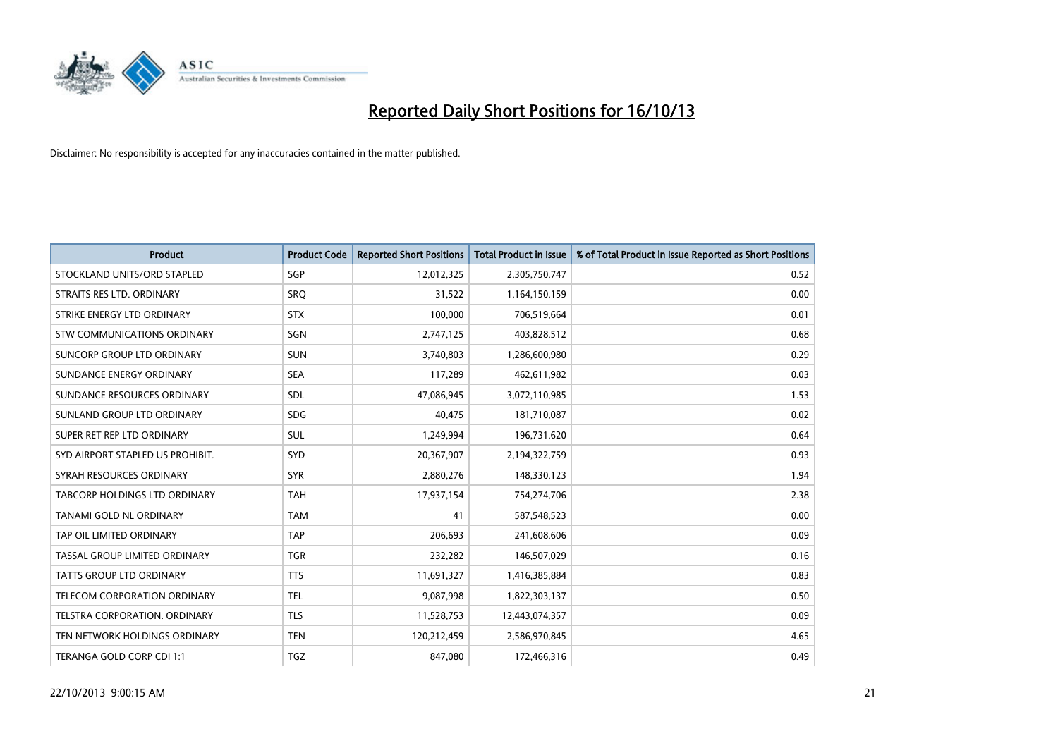# Reported Daily Short Positions for 16/10/13

Disclaimer: No responsibility is accepted for any inaccuracies contained in the matter published.

| Product | Product Code | Reported Short Positions | Total Product in Issue | % of Total Product in Issue Reported as Short Positions |
|---|---|---|---|---|
| STOCKLAND UNITS/ORD STAPLED | SGP | 12,012,325 | 2,305,750,747 | 0.52 |
| STRAITS RES LTD. ORDINARY | SRQ | 31,522 | 1,164,150,159 | 0.00 |
| STRIKE ENERGY LTD ORDINARY | STX | 100,000 | 706,519,664 | 0.01 |
| STW COMMUNICATIONS ORDINARY | SGN | 2,747,125 | 403,828,512 | 0.68 |
| SUNCORP GROUP LTD ORDINARY | SUN | 3,740,803 | 1,286,600,980 | 0.29 |
| SUNDANCE ENERGY ORDINARY | SEA | 117,289 | 462,611,982 | 0.03 |
| SUNDANCE RESOURCES ORDINARY | SDL | 47,086,945 | 3,072,110,985 | 1.53 |
| SUNLAND GROUP LTD ORDINARY | SDG | 40,475 | 181,710,087 | 0.02 |
| SUPER RET REP LTD ORDINARY | SUL | 1,249,994 | 196,731,620 | 0.64 |
| SYD AIRPORT STAPLED US PROHIBIT. | SYD | 20,367,907 | 2,194,322,759 | 0.93 |
| SYRAH RESOURCES ORDINARY | SYR | 2,880,276 | 148,330,123 | 1.94 |
| TABCORP HOLDINGS LTD ORDINARY | TAH | 17,937,154 | 754,274,706 | 2.38 |
| TANAMI GOLD NL ORDINARY | TAM | 41 | 587,548,523 | 0.00 |
| TAP OIL LIMITED ORDINARY | TAP | 206,693 | 241,608,606 | 0.09 |
| TASSAL GROUP LIMITED ORDINARY | TGR | 232,282 | 146,507,029 | 0.16 |
| TATTS GROUP LTD ORDINARY | TTS | 11,691,327 | 1,416,385,884 | 0.83 |
| TELECOM CORPORATION ORDINARY | TEL | 9,087,998 | 1,822,303,137 | 0.50 |
| TELSTRA CORPORATION. ORDINARY | TLS | 11,528,753 | 12,443,074,357 | 0.09 |
| TEN NETWORK HOLDINGS ORDINARY | TEN | 120,212,459 | 2,586,970,845 | 4.65 |
| TERANGA GOLD CORP CDI 1:1 | TGZ | 847,080 | 172,466,316 | 0.49 |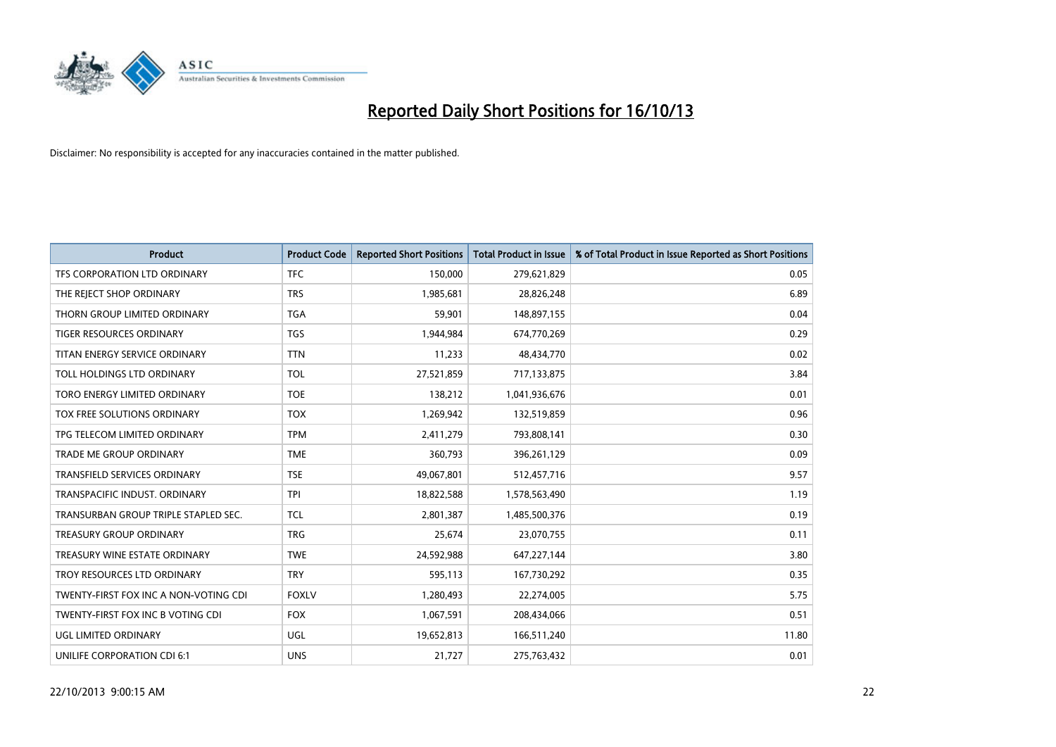# Reported Daily Short Positions for 16/10/13

Disclaimer: No responsibility is accepted for any inaccuracies contained in the matter published.

| Product | Product Code | Reported Short Positions | Total Product in Issue | % of Total Product in Issue Reported as Short Positions |
|---|---|---|---|---|
| TFS CORPORATION LTD ORDINARY | TFC | 150,000 | 279,621,829 | 0.05 |
| THE REJECT SHOP ORDINARY | TRS | 1,985,681 | 28,826,248 | 6.89 |
| THORN GROUP LIMITED ORDINARY | TGA | 59,901 | 148,897,155 | 0.04 |
| TIGER RESOURCES ORDINARY | TGS | 1,944,984 | 674,770,269 | 0.29 |
| TITAN ENERGY SERVICE ORDINARY | TTN | 11,233 | 48,434,770 | 0.02 |
| TOLL HOLDINGS LTD ORDINARY | TOL | 27,521,859 | 717,133,875 | 3.84 |
| TORO ENERGY LIMITED ORDINARY | TOE | 138,212 | 1,041,936,676 | 0.01 |
| TOX FREE SOLUTIONS ORDINARY | TOX | 1,269,942 | 132,519,859 | 0.96 |
| TPG TELECOM LIMITED ORDINARY | TPM | 2,411,279 | 793,808,141 | 0.30 |
| TRADE ME GROUP ORDINARY | TME | 360,793 | 396,261,129 | 0.09 |
| TRANSFIELD SERVICES ORDINARY | TSE | 49,067,801 | 512,457,716 | 9.57 |
| TRANSPACIFIC INDUST. ORDINARY | TPI | 18,822,588 | 1,578,563,490 | 1.19 |
| TRANSURBAN GROUP TRIPLE STAPLED SEC. | TCL | 2,801,387 | 1,485,500,376 | 0.19 |
| TREASURY GROUP ORDINARY | TRG | 25,674 | 23,070,755 | 0.11 |
| TREASURY WINE ESTATE ORDINARY | TWE | 24,592,988 | 647,227,144 | 3.80 |
| TROY RESOURCES LTD ORDINARY | TRY | 595,113 | 167,730,292 | 0.35 |
| TWENTY-FIRST FOX INC A NON-VOTING CDI | FOXLV | 1,280,493 | 22,274,005 | 5.75 |
| TWENTY-FIRST FOX INC B VOTING CDI | FOX | 1,067,591 | 208,434,066 | 0.51 |
| UGL LIMITED ORDINARY | UGL | 19,652,813 | 166,511,240 | 11.80 |
| UNILIFE CORPORATION CDI 6:1 | UNS | 21,727 | 275,763,432 | 0.01 |

22/10/2013 9:00:15 AM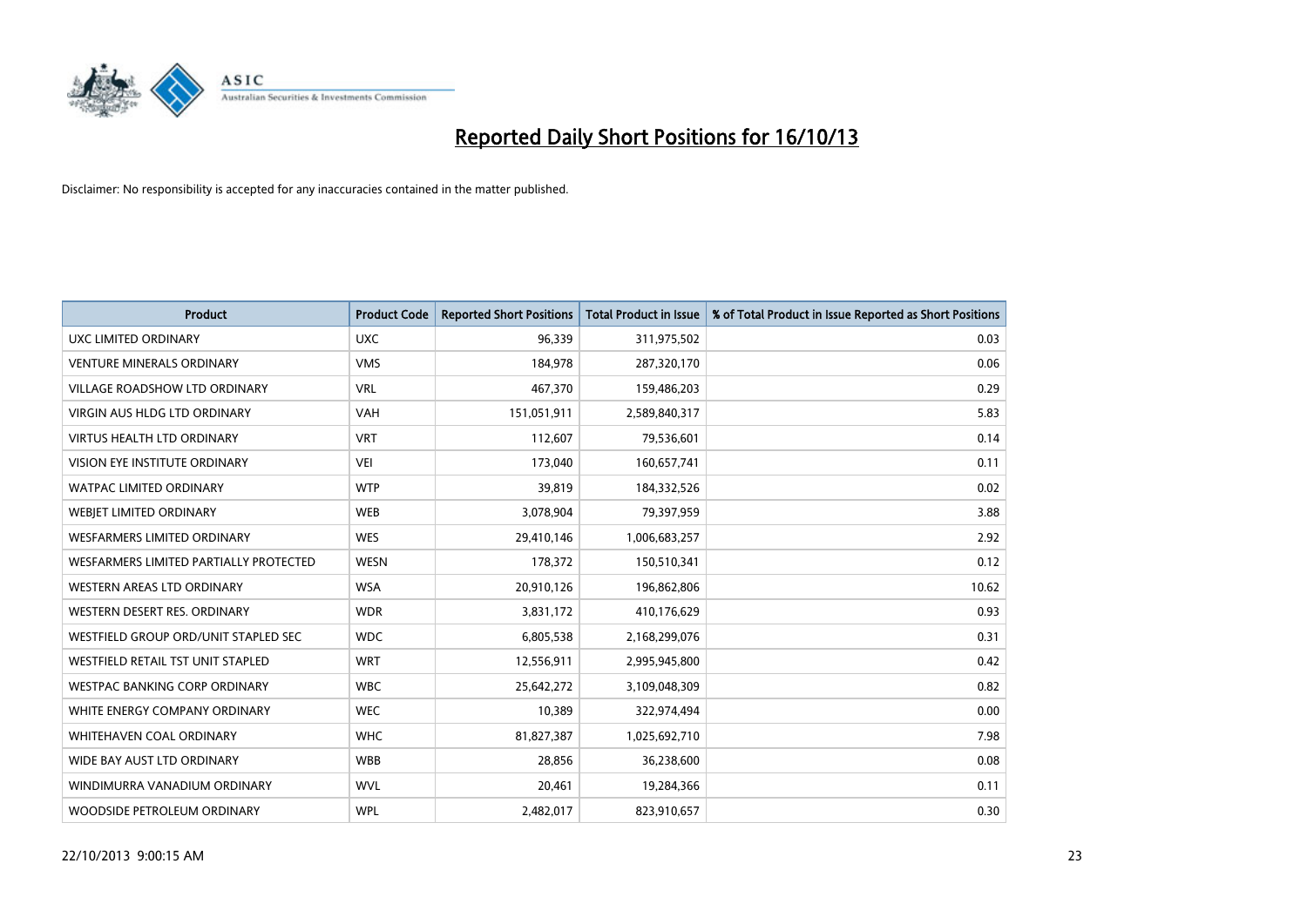# Reported Daily Short Positions for 16/10/13

Disclaimer: No responsibility is accepted for any inaccuracies contained in the matter published.

| Product | Product Code | Reported Short Positions | Total Product in Issue | % of Total Product in Issue Reported as Short Positions |
|---|---|---|---|---|
| UXC LIMITED ORDINARY | UXC | 96,339 | 311,975,502 | 0.03 |
| VENTURE MINERALS ORDINARY | VMS | 184,978 | 287,320,170 | 0.06 |
| VILLAGE ROADSHOW LTD ORDINARY | VRL | 467,370 | 159,486,203 | 0.29 |
| VIRGIN AUS HLDG LTD ORDINARY | VAH | 151,051,911 | 2,589,840,317 | 5.83 |
| VIRTUS HEALTH LTD ORDINARY | VRT | 112,607 | 79,536,601 | 0.14 |
| VISION EYE INSTITUTE ORDINARY | VEI | 173,040 | 160,657,741 | 0.11 |
| WATPAC LIMITED ORDINARY | WTP | 39,819 | 184,332,526 | 0.02 |
| WEBJET LIMITED ORDINARY | WEB | 3,078,904 | 79,397,959 | 3.88 |
| WESFARMERS LIMITED ORDINARY | WES | 29,410,146 | 1,006,683,257 | 2.92 |
| WESFARMERS LIMITED PARTIALLY PROTECTED | WESN | 178,372 | 150,510,341 | 0.12 |
| WESTERN AREAS LTD ORDINARY | WSA | 20,910,126 | 196,862,806 | 10.62 |
| WESTERN DESERT RES. ORDINARY | WDR | 3,831,172 | 410,176,629 | 0.93 |
| WESTFIELD GROUP ORD/UNIT STAPLED SEC | WDC | 6,805,538 | 2,168,299,076 | 0.31 |
| WESTFIELD RETAIL TST UNIT STAPLED | WRT | 12,556,911 | 2,995,945,800 | 0.42 |
| WESTPAC BANKING CORP ORDINARY | WBC | 25,642,272 | 3,109,048,309 | 0.82 |
| WHITE ENERGY COMPANY ORDINARY | WEC | 10,389 | 322,974,494 | 0.00 |
| WHITEHAVEN COAL ORDINARY | WHC | 81,827,387 | 1,025,692,710 | 7.98 |
| WIDE BAY AUST LTD ORDINARY | WBB | 28,856 | 36,238,600 | 0.08 |
| WINDIMURRA VANADIUM ORDINARY | WVL | 20,461 | 19,284,366 | 0.11 |
| WOODSIDE PETROLEUM ORDINARY | WPL | 2,482,017 | 823,910,657 | 0.30 |

22/10/2013 9:00:15 AM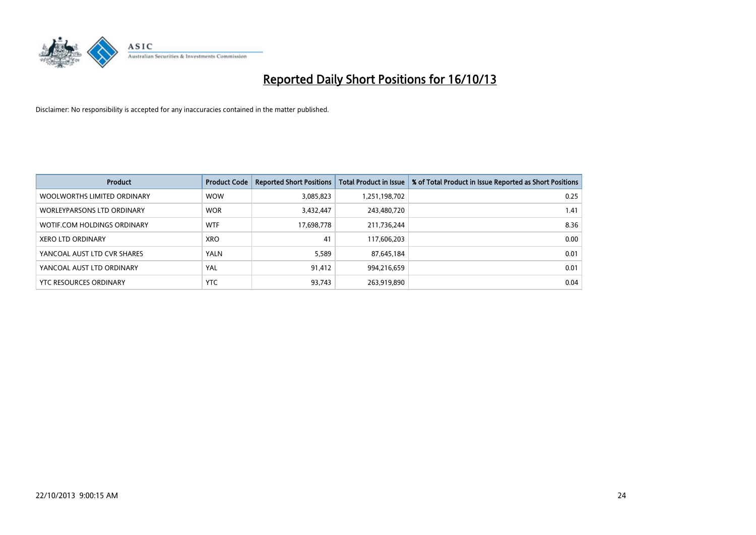# Reported Daily Short Positions for 16/10/13

Disclaimer: No responsibility is accepted for any inaccuracies contained in the matter published.

| Product | Product Code | Reported Short Positions | Total Product in Issue | % of Total Product in Issue Reported as Short Positions |
|---|---|---|---|---|
| WOOLWORTHS LIMITED ORDINARY | WOW | 3,085,823 | 1,251,198,702 | 0.25 |
| WORLEYPARSONS LTD ORDINARY | WOR | 3,432,447 | 243,480,720 | 1.41 |
| WOTIF.COM HOLDINGS ORDINARY | WTF | 17,698,778 | 211,736,244 | 8.36 |
| XERO LTD ORDINARY | XRO | 41 | 117,606,203 | 0.00 |
| YANCOAL AUST LTD CVR SHARES | YALN | 5,589 | 87,645,184 | 0.01 |
| YANCOAL AUST LTD ORDINARY | YAL | 91,412 | 994,216,659 | 0.01 |
| YTC RESOURCES ORDINARY | YTC | 93,743 | 263,919,890 | 0.04 |

22/10/2013 9:00:15 AM